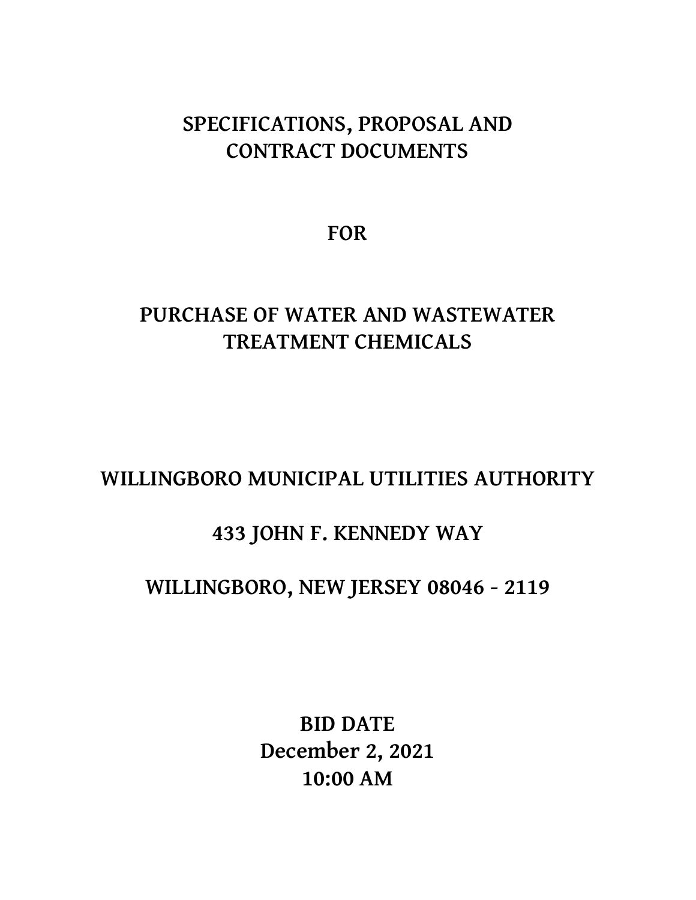# SPECIFICATIONS, PROPOSAL AND CONTRACT DOCUMENTS

## FOR

# PURCHASE OF WATER AND WASTEWATER TREATMENT CHEMICALS

## WILLINGBORO MUNICIPAL UTILITIES AUTHORITY

## 433 JOHN F. KENNEDY WAY

## WILLINGBORO, NEW JERSEY 08046 - 2119

**BID DATE**
**December 2, 2021**
**10:00 AM**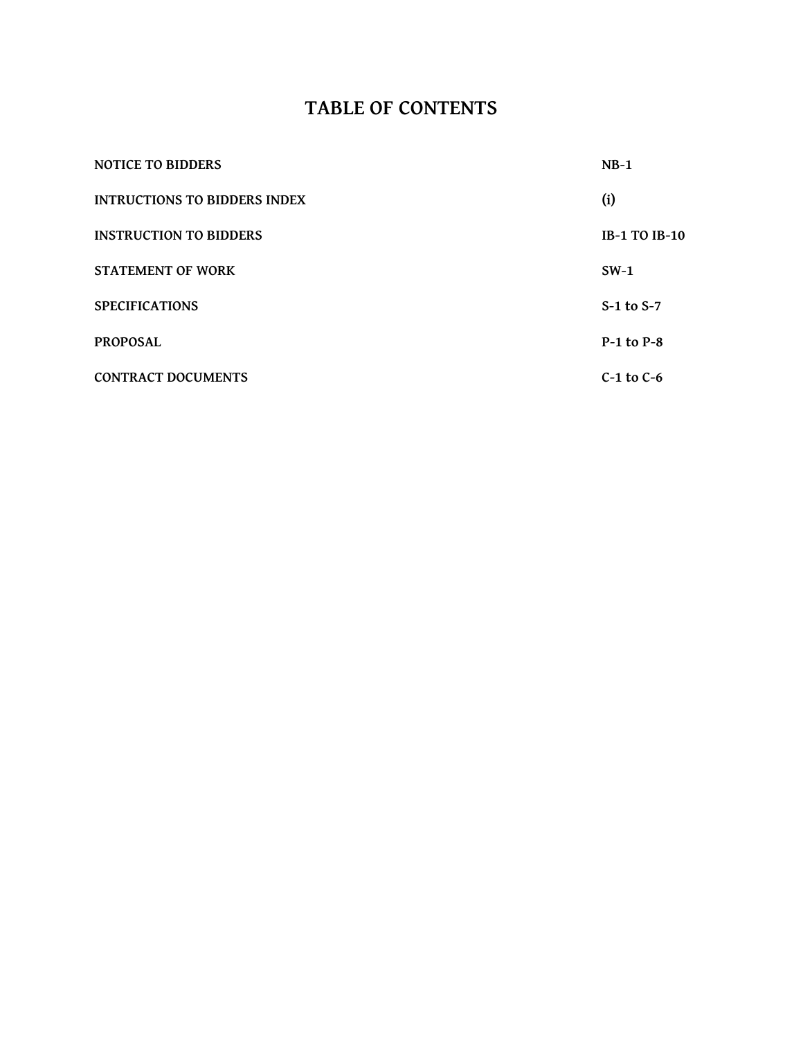# TABLE OF CONTENTS

| | |
|---|---|
| **NOTICE TO BIDDERS** | **NB-1** |
| **INTRUCTIONS TO BIDDERS INDEX** | **(i)** |
| **INSTRUCTION TO BIDDERS** | **IB-1 TO IB-10** |
| **STATEMENT OF WORK** | **SW-1** |
| **SPECIFICATIONS** | **S-1 to S-7** |
| **PROPOSAL** | **P-1 to P-8** |
| **CONTRACT DOCUMENTS** | **C-1 to C-6** |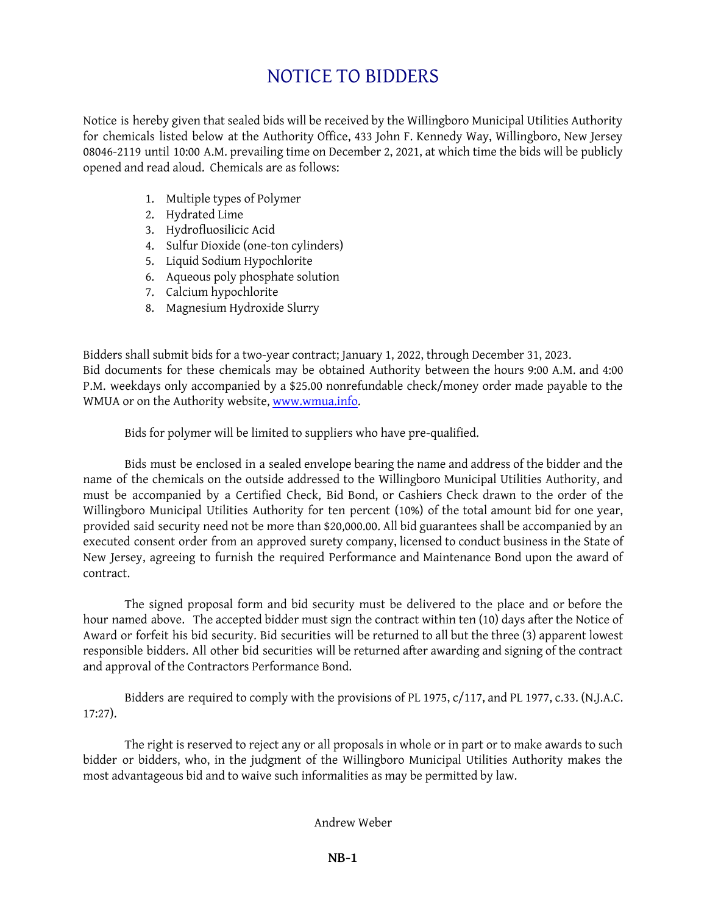# NOTICE TO BIDDERS

Notice is hereby given that sealed bids will be received by the Willingboro Municipal Utilities Authority for chemicals listed below at the Authority Office, 433 John F. Kennedy Way, Willingboro, New Jersey 08046-2119 until 10:00 A.M. prevailing time on December 2, 2021, at which time the bids will be publicly opened and read aloud. Chemicals are as follows:

1. Multiple types of Polymer
2. Hydrated Lime
3. Hydrofluosilicic Acid
4. Sulfur Dioxide (one-ton cylinders)
5. Liquid Sodium Hypochlorite
6. Aqueous poly phosphate solution
7. Calcium hypochlorite
8. Magnesium Hydroxide Slurry

Bidders shall submit bids for a two-year contract; January 1, 2022, through December 31, 2023. Bid documents for these chemicals may be obtained Authority between the hours 9:00 A.M. and 4:00 P.M. weekdays only accompanied by a $25.00 nonrefundable check/money order made payable to the WMUA or on the Authority website, [www.wmua.info](http://www.wmua.info).

Bids for polymer will be limited to suppliers who have pre-qualified.

Bids must be enclosed in a sealed envelope bearing the name and address of the bidder and the name of the chemicals on the outside addressed to the Willingboro Municipal Utilities Authority, and must be accompanied by a Certified Check, Bid Bond, or Cashiers Check drawn to the order of the Willingboro Municipal Utilities Authority for ten percent (10%) of the total amount bid for one year, provided said security need not be more than $20,000.00. All bid guarantees shall be accompanied by an executed consent order from an approved surety company, licensed to conduct business in the State of New Jersey, agreeing to furnish the required Performance and Maintenance Bond upon the award of contract.

The signed proposal form and bid security must be delivered to the place and or before the hour named above. The accepted bidder must sign the contract within ten (10) days after the Notice of Award or forfeit his bid security. Bid securities will be returned to all but the three (3) apparent lowest responsible bidders. All other bid securities will be returned after awarding and signing of the contract and approval of the Contractors Performance Bond.

Bidders are required to comply with the provisions of PL 1975, c/117, and PL 1977, c.33. (N.J.A.C. 17:27).

The right is reserved to reject any or all proposals in whole or in part or to make awards to such bidder or bidders, who, in the judgment of the Willingboro Municipal Utilities Authority makes the most advantageous bid and to waive such informalities as may be permitted by law.

Andrew Weber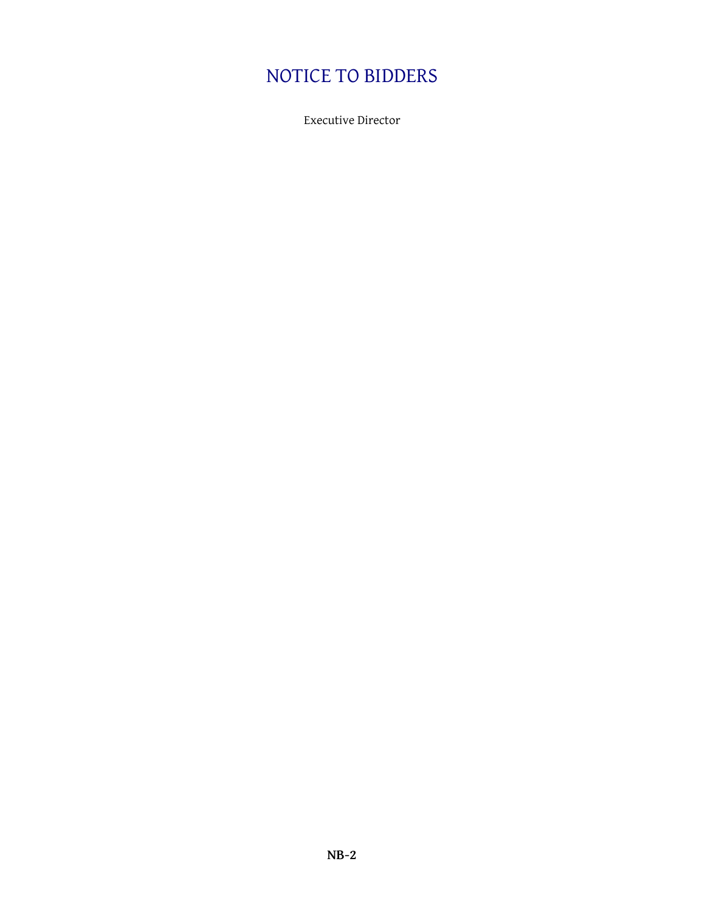# NOTICE TO BIDDERS

Executive Director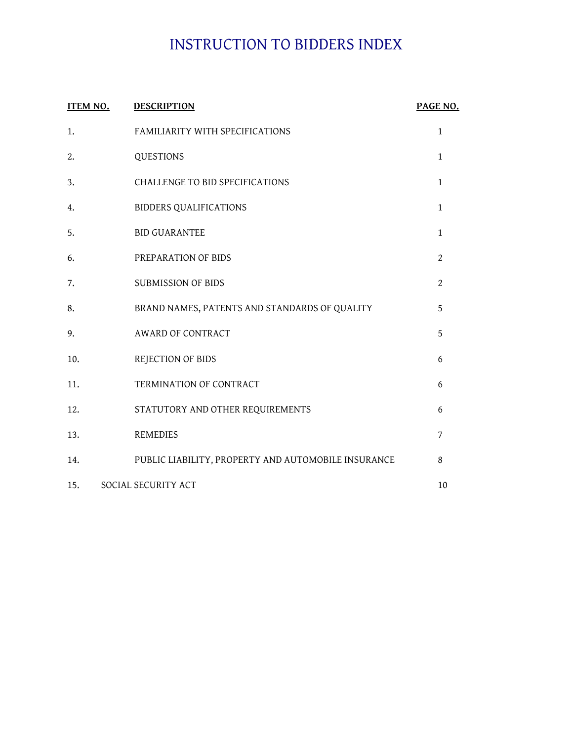# INSTRUCTION TO BIDDERS INDEX

| ITEM NO. | DESCRIPTION | PAGE NO. |
| --- | --- | --- |
| 1. | FAMILIARITY WITH SPECIFICATIONS | 1 |
| 2. | QUESTIONS | 1 |
| 3. | CHALLENGE TO BID SPECIFICATIONS | 1 |
| 4. | BIDDERS QUALIFICATIONS | 1 |
| 5. | BID GUARANTEE | 1 |
| 6. | PREPARATION OF BIDS | 2 |
| 7. | SUBMISSION OF BIDS | 2 |
| 8. | BRAND NAMES, PATENTS AND STANDARDS OF QUALITY | 5 |
| 9. | AWARD OF CONTRACT | 5 |
| 10. | REJECTION OF BIDS | 6 |
| 11. | TERMINATION OF CONTRACT | 6 |
| 12. | STATUTORY AND OTHER REQUIREMENTS | 6 |
| 13. | REMEDIES | 7 |
| 14. | PUBLIC LIABILITY, PROPERTY AND AUTOMOBILE INSURANCE | 8 |
| 15. | SOCIAL SECURITY ACT | 10 |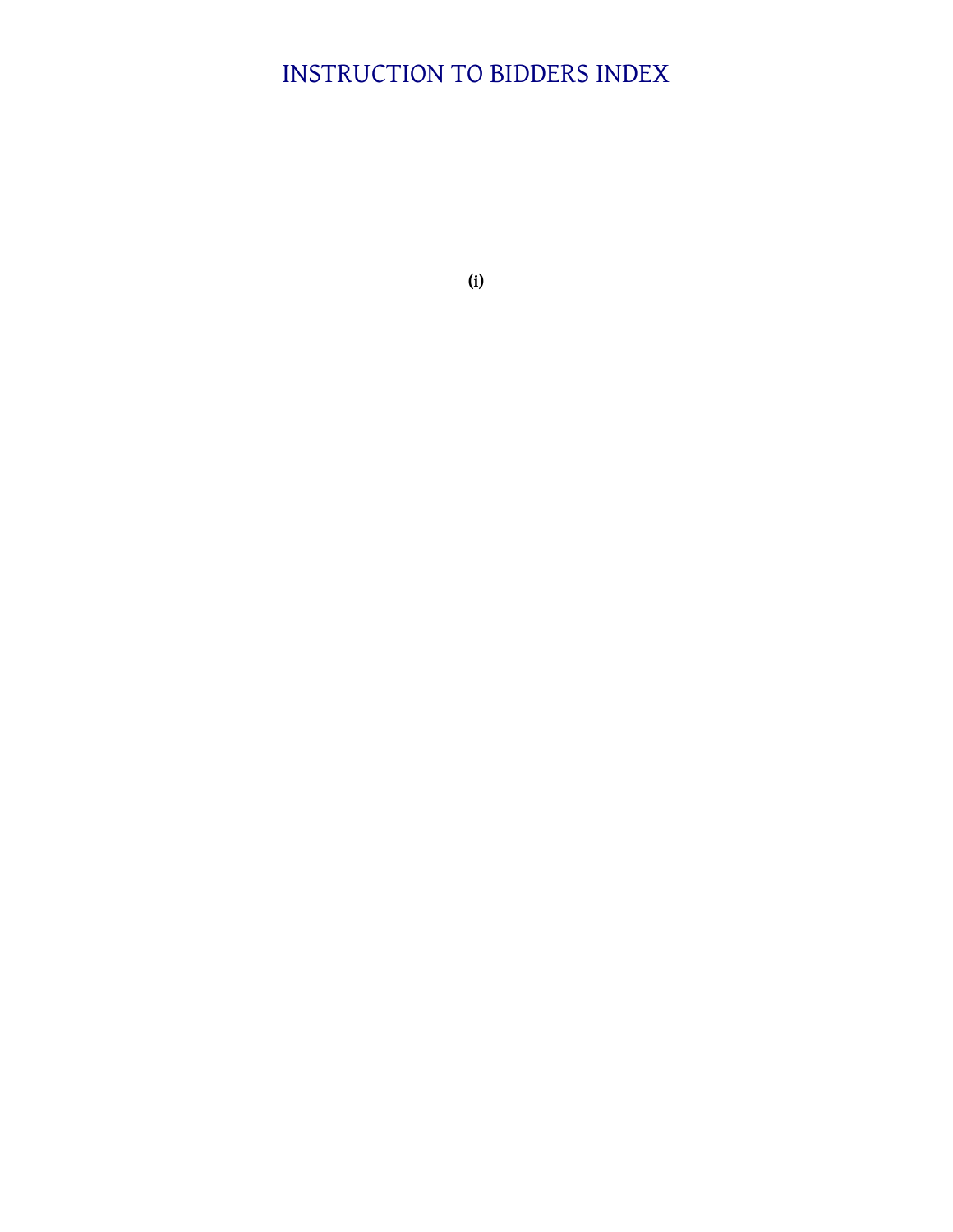# INSTRUCTION TO BIDDERS INDEX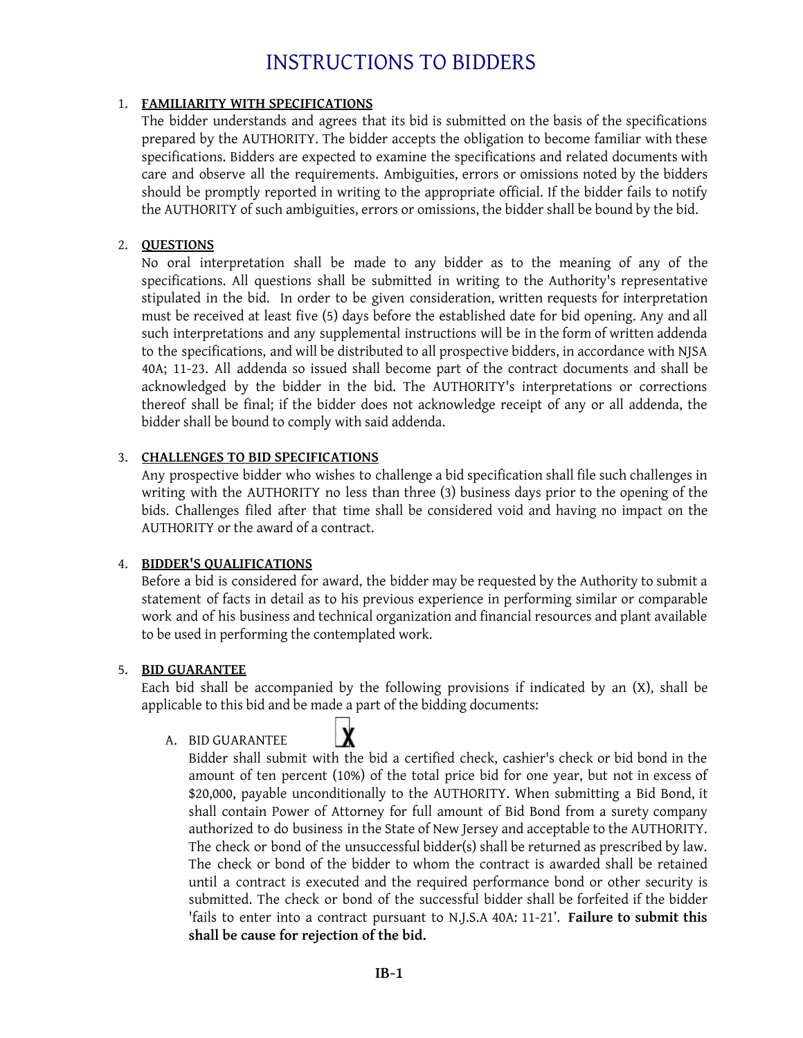# INSTRUCTIONS TO BIDDERS

1. **FAMILIARITY WITH SPECIFICATIONS**

   The bidder understands and agrees that its bid is submitted on the basis of the specifications prepared by the AUTHORITY. The bidder accepts the obligation to become familiar with these specifications. Bidders are expected to examine the specifications and related documents with care and observe all the requirements. Ambiguities, errors or omissions noted by the bidders should be promptly reported in writing to the appropriate official. If the bidder fails to notify the AUTHORITY of such ambiguities, errors or omissions, the bidder shall be bound by the bid.

2. **QUESTIONS**

   No oral interpretation shall be made to any bidder as to the meaning of any of the specifications. All questions shall be submitted in writing to the Authority's representative stipulated in the bid. In order to be given consideration, written requests for interpretation must be received at least five (5) days before the established date for bid opening. Any and all such interpretations and any supplemental instructions will be in the form of written addenda to the specifications, and will be distributed to all prospective bidders, in accordance with NJSA 40A; 11-23. All addenda so issued shall become part of the contract documents and shall be acknowledged by the bidder in the bid. The AUTHORITY's interpretations or corrections thereof shall be final; if the bidder does not acknowledge receipt of any or all addenda, the bidder shall be bound to comply with said addenda.

3. **CHALLENGES TO BID SPECIFICATIONS**

   Any prospective bidder who wishes to challenge a bid specification shall file such challenges in writing with the AUTHORITY no less than three (3) business days prior to the opening of the bids. Challenges filed after that time shall be considered void and having no impact on the AUTHORITY or the award of a contract.

4. **BIDDER'S QUALIFICATIONS**

   Before a bid is considered for award, the bidder may be requested by the Authority to submit a statement of facts in detail as to his previous experience in performing similar or comparable work and of his business and technical organization and financial resources and plant available to be used in performing the contemplated work.

5. **BID GUARANTEE**

   Each bid shall be accompanied by the following provisions if indicated by an (X), shall be applicable to this bid and be made a part of the bidding documents:

   A. BID GUARANTEE [X]

      Bidder shall submit with the bid a certified check, cashier's check or bid bond in the amount of ten percent (10%) of the total price bid for one year, but not in excess of $20,000, payable unconditionally to the AUTHORITY. When submitting a Bid Bond, it shall contain Power of Attorney for full amount of Bid Bond from a surety company authorized to do business in the State of New Jersey and acceptable to the AUTHORITY. The check or bond of the unsuccessful bidder(s) shall be returned as prescribed by law. The check or bond of the bidder to whom the contract is awarded shall be retained until a contract is executed and the required performance bond or other security is submitted. The check or bond of the successful bidder shall be forfeited if the bidder 'fails to enter into a contract pursuant to N.J.S.A 40A: 11-21'. **Failure to submit this shall be cause for rejection of the bid.**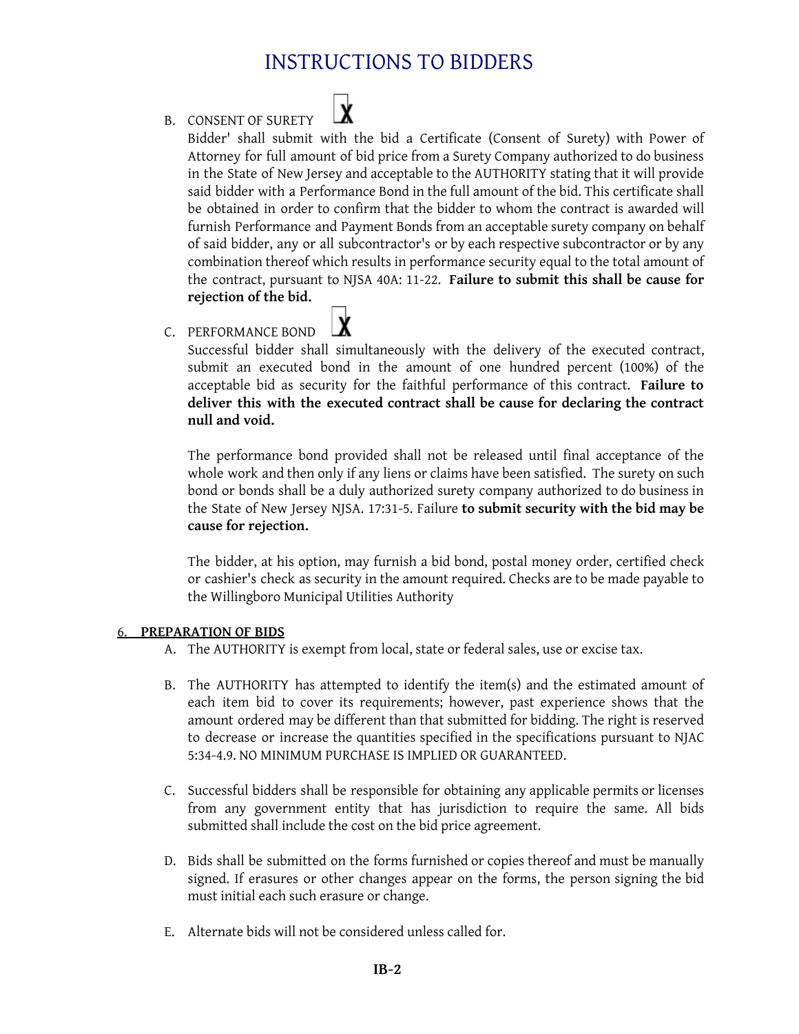# INSTRUCTIONS TO BIDDERS

B. CONSENT OF SURETY ☒

Bidder' shall submit with the bid a Certificate (Consent of Surety) with Power of Attorney for full amount of bid price from a Surety Company authorized to do business in the State of New Jersey and acceptable to the AUTHORITY stating that it will provide said bidder with a Performance Bond in the full amount of the bid. This certificate shall be obtained in order to confirm that the bidder to whom the contract is awarded will furnish Performance and Payment Bonds from an acceptable surety company on behalf of said bidder, any or all subcontractor's or by each respective subcontractor or by any combination thereof which results in performance security equal to the total amount of the contract, pursuant to NJSA 40A: 11-22. **Failure to submit this shall be cause for rejection of the bid.**

C. PERFORMANCE BOND ☒

Successful bidder shall simultaneously with the delivery of the executed contract, submit an executed bond in the amount of one hundred percent (100%) of the acceptable bid as security for the faithful performance of this contract. **Failure to deliver this with the executed contract shall be cause for declaring the contract null and void.**

The performance bond provided shall not be released until final acceptance of the whole work and then only if any liens or claims have been satisfied. The surety on such bond or bonds shall be a duly authorized surety company authorized to do business in the State of New Jersey NJSA. 17:31-5. Failure **to submit security with the bid may be cause for rejection.**

The bidder, at his option, may furnish a bid bond, postal money order, certified check or cashier's check as security in the amount required. Checks are to be made payable to the Willingboro Municipal Utilities Authority

## 6. PREPARATION OF BIDS

A. The AUTHORITY is exempt from local, state or federal sales, use or excise tax.

B. The AUTHORITY has attempted to identify the item(s) and the estimated amount of each item bid to cover its requirements; however, past experience shows that the amount ordered may be different than that submitted for bidding. The right is reserved to decrease or increase the quantities specified in the specifications pursuant to NJAC 5:34-4.9. NO MINIMUM PURCHASE IS IMPLIED OR GUARANTEED.

C. Successful bidders shall be responsible for obtaining any applicable permits or licenses from any government entity that has jurisdiction to require the same. All bids submitted shall include the cost on the bid price agreement.

D. Bids shall be submitted on the forms furnished or copies thereof and must be manually signed. If erasures or other changes appear on the forms, the person signing the bid must initial each such erasure or change.

E. Alternate bids will not be considered unless called for.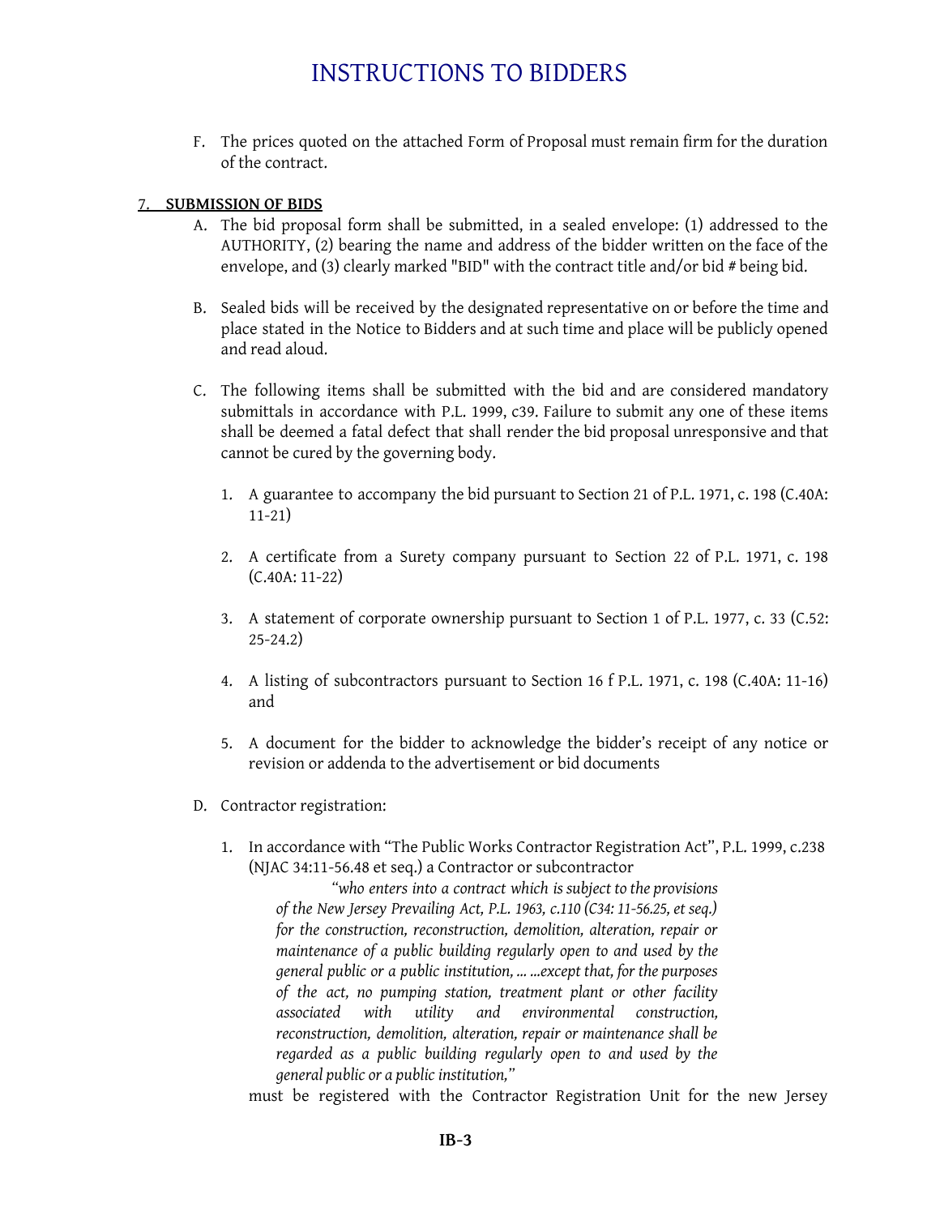# INSTRUCTIONS TO BIDDERS

F. The prices quoted on the attached Form of Proposal must remain firm for the duration of the contract.

**7. SUBMISSION OF BIDS**

A. The bid proposal form shall be submitted, in a sealed envelope: (1) addressed to the AUTHORITY, (2) bearing the name and address of the bidder written on the face of the envelope, and (3) clearly marked "BID" with the contract title and/or bid # being bid.

B. Sealed bids will be received by the designated representative on or before the time and place stated in the Notice to Bidders and at such time and place will be publicly opened and read aloud.

C. The following items shall be submitted with the bid and are considered mandatory submittals in accordance with P.L. 1999, c39. Failure to submit any one of these items shall be deemed a fatal defect that shall render the bid proposal unresponsive and that cannot be cured by the governing body.

1. A guarantee to accompany the bid pursuant to Section 21 of P.L. 1971, c. 198 (C.40A: 11-21)

2. A certificate from a Surety company pursuant to Section 22 of P.L. 1971, c. 198 (C.40A: 11-22)

3. A statement of corporate ownership pursuant to Section 1 of P.L. 1977, c. 33 (C.52: 25-24.2)

4. A listing of subcontractors pursuant to Section 16 f P.L. 1971, c. 198 (C.40A: 11-16) and

5. A document for the bidder to acknowledge the bidder's receipt of any notice or revision or addenda to the advertisement or bid documents

D. Contractor registration:

1. In accordance with "The Public Works Contractor Registration Act", P.L. 1999, c.238 (NJAC 34:11-56.48 et seq.) a Contractor or subcontractor

   *"who enters into a contract which is subject to the provisions of the New Jersey Prevailing Act, P.L. 1963, c.110 (C34: 11-56.25, et seq.) for the construction, reconstruction, demolition, alteration, repair or maintenance of a public building regularly open to and used by the general public or a public institution, ... ...except that, for the purposes of the act, no pumping station, treatment plant or other facility associated with utility and environmental construction, reconstruction, demolition, alteration, repair or maintenance shall be regarded as a public building regularly open to and used by the general public or a public institution,"*

   must be registered with the Contractor Registration Unit for the new Jersey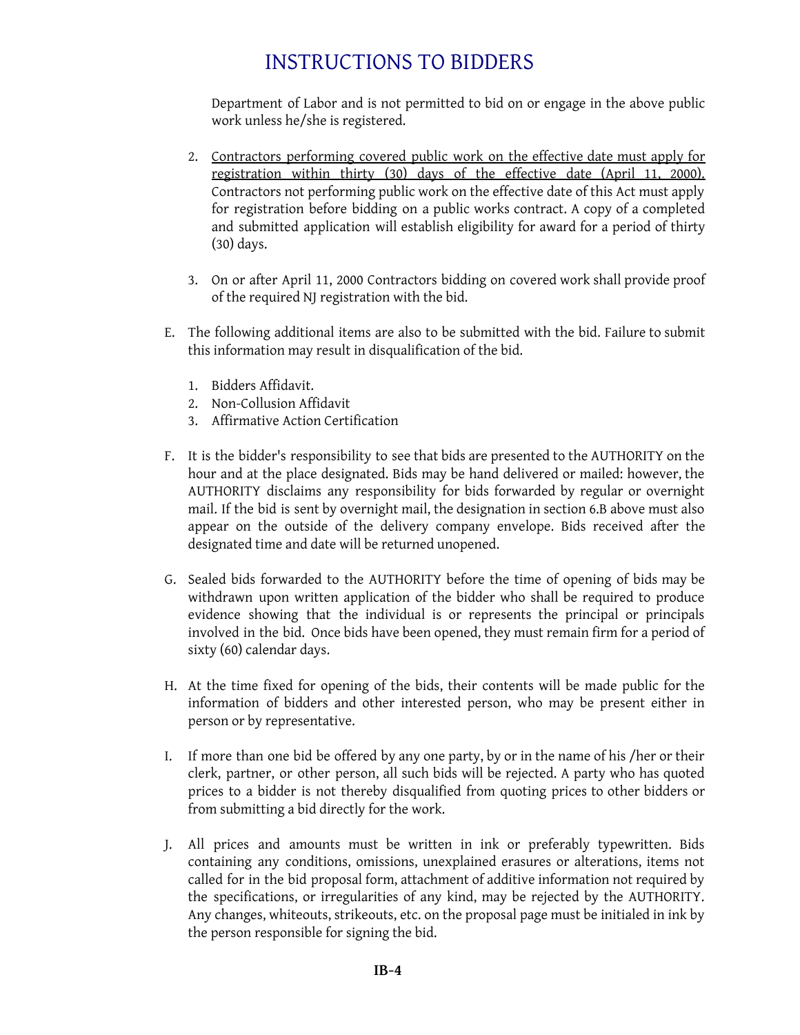Department of Labor and is not permitted to bid on or engage in the above public work unless he/she is registered.

2. <u>Contractors performing covered public work on the effective date must apply for registration within thirty (30) days of the effective date (April 11, 2000).</u> Contractors not performing public work on the effective date of this Act must apply for registration before bidding on a public works contract. A copy of a completed and submitted application will establish eligibility for award for a period of thirty (30) days.

3. On or after April 11, 2000 Contractors bidding on covered work shall provide proof of the required NJ registration with the bid.

E. The following additional items are also to be submitted with the bid. Failure to submit this information may result in disqualification of the bid.

1. Bidders Affidavit.
2. Non-Collusion Affidavit
3. Affirmative Action Certification

F. It is the bidder's responsibility to see that bids are presented to the AUTHORITY on the hour and at the place designated. Bids may be hand delivered or mailed: however, the AUTHORITY disclaims any responsibility for bids forwarded by regular or overnight mail. If the bid is sent by overnight mail, the designation in section 6.B above must also appear on the outside of the delivery company envelope. Bids received after the designated time and date will be returned unopened.

G. Sealed bids forwarded to the AUTHORITY before the time of opening of bids may be withdrawn upon written application of the bidder who shall be required to produce evidence showing that the individual is or represents the principal or principals involved in the bid. Once bids have been opened, they must remain firm for a period of sixty (60) calendar days.

H. At the time fixed for opening of the bids, their contents will be made public for the information of bidders and other interested person, who may be present either in person or by representative.

I. If more than one bid be offered by any one party, by or in the name of his /her or their clerk, partner, or other person, all such bids will be rejected. A party who has quoted prices to a bidder is not thereby disqualified from quoting prices to other bidders or from submitting a bid directly for the work.

J. All prices and amounts must be written in ink or preferably typewritten. Bids containing any conditions, omissions, unexplained erasures or alterations, items not called for in the bid proposal form, attachment of additive information not required by the specifications, or irregularities of any kind, may be rejected by the AUTHORITY. Any changes, whiteouts, strikeouts, etc. on the proposal page must be initialed in ink by the person responsible for signing the bid.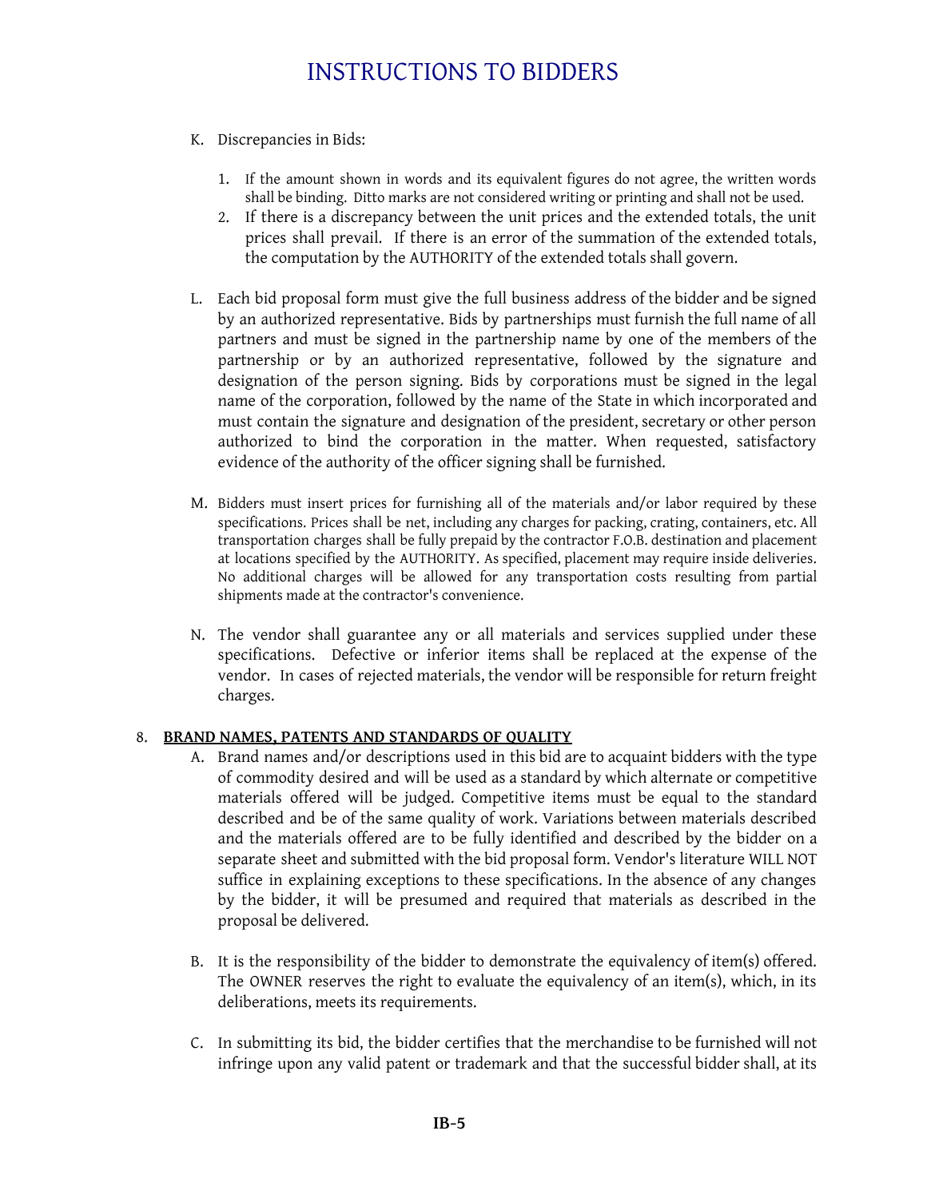# INSTRUCTIONS TO BIDDERS

K. Discrepancies in Bids:

1. If the amount shown in words and its equivalent figures do not agree, the written words shall be binding. Ditto marks are not considered writing or printing and shall not be used.
2. If there is a discrepancy between the unit prices and the extended totals, the unit prices shall prevail. If there is an error of the summation of the extended totals, the computation by the AUTHORITY of the extended totals shall govern.

L. Each bid proposal form must give the full business address of the bidder and be signed by an authorized representative. Bids by partnerships must furnish the full name of all partners and must be signed in the partnership name by one of the members of the partnership or by an authorized representative, followed by the signature and designation of the person signing. Bids by corporations must be signed in the legal name of the corporation, followed by the name of the State in which incorporated and must contain the signature and designation of the president, secretary or other person authorized to bind the corporation in the matter. When requested, satisfactory evidence of the authority of the officer signing shall be furnished.

M. Bidders must insert prices for furnishing all of the materials and/or labor required by these specifications. Prices shall be net, including any charges for packing, crating, containers, etc. All transportation charges shall be fully prepaid by the contractor F.O.B. destination and placement at locations specified by the AUTHORITY. As specified, placement may require inside deliveries. No additional charges will be allowed for any transportation costs resulting from partial shipments made at the contractor's convenience.

N. The vendor shall guarantee any or all materials and services supplied under these specifications. Defective or inferior items shall be replaced at the expense of the vendor. In cases of rejected materials, the vendor will be responsible for return freight charges.

8. **BRAND NAMES, PATENTS AND STANDARDS OF QUALITY**

A. Brand names and/or descriptions used in this bid are to acquaint bidders with the type of commodity desired and will be used as a standard by which alternate or competitive materials offered will be judged. Competitive items must be equal to the standard described and be of the same quality of work. Variations between materials described and the materials offered are to be fully identified and described by the bidder on a separate sheet and submitted with the bid proposal form. Vendor's literature WILL NOT suffice in explaining exceptions to these specifications. In the absence of any changes by the bidder, it will be presumed and required that materials as described in the proposal be delivered.

B. It is the responsibility of the bidder to demonstrate the equivalency of item(s) offered. The OWNER reserves the right to evaluate the equivalency of an item(s), which, in its deliberations, meets its requirements.

C. In submitting its bid, the bidder certifies that the merchandise to be furnished will not infringe upon any valid patent or trademark and that the successful bidder shall, at its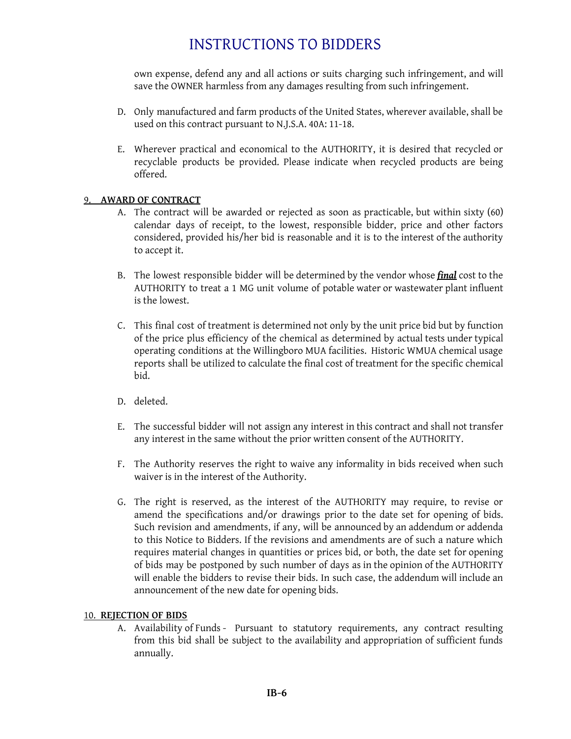own expense, defend any and all actions or suits charging such infringement, and will save the OWNER harmless from any damages resulting from such infringement.

D. Only manufactured and farm products of the United States, wherever available, shall be used on this contract pursuant to N.J.S.A. 40A: 11-18.

E. Wherever practical and economical to the AUTHORITY, it is desired that recycled or recyclable products be provided. Please indicate when recycled products are being offered.

## 9. AWARD OF CONTRACT

A. The contract will be awarded or rejected as soon as practicable, but within sixty (60) calendar days of receipt, to the lowest, responsible bidder, price and other factors considered, provided his/her bid is reasonable and it is to the interest of the authority to accept it.

B. The lowest responsible bidder will be determined by the vendor whose ***final*** cost to the AUTHORITY to treat a 1 MG unit volume of potable water or wastewater plant influent is the lowest.

C. This final cost of treatment is determined not only by the unit price bid but by function of the price plus efficiency of the chemical as determined by actual tests under typical operating conditions at the Willingboro MUA facilities. Historic WMUA chemical usage reports shall be utilized to calculate the final cost of treatment for the specific chemical bid.

D. deleted.

E. The successful bidder will not assign any interest in this contract and shall not transfer any interest in the same without the prior written consent of the AUTHORITY.

F. The Authority reserves the right to waive any informality in bids received when such waiver is in the interest of the Authority.

G. The right is reserved, as the interest of the AUTHORITY may require, to revise or amend the specifications and/or drawings prior to the date set for opening of bids. Such revision and amendments, if any, will be announced by an addendum or addenda to this Notice to Bidders. If the revisions and amendments are of such a nature which requires material changes in quantities or prices bid, or both, the date set for opening of bids may be postponed by such number of days as in the opinion of the AUTHORITY will enable the bidders to revise their bids. In such case, the addendum will include an announcement of the new date for opening bids.

## 10. REJECTION OF BIDS

A. Availability of Funds - Pursuant to statutory requirements, any contract resulting from this bid shall be subject to the availability and appropriation of sufficient funds annually.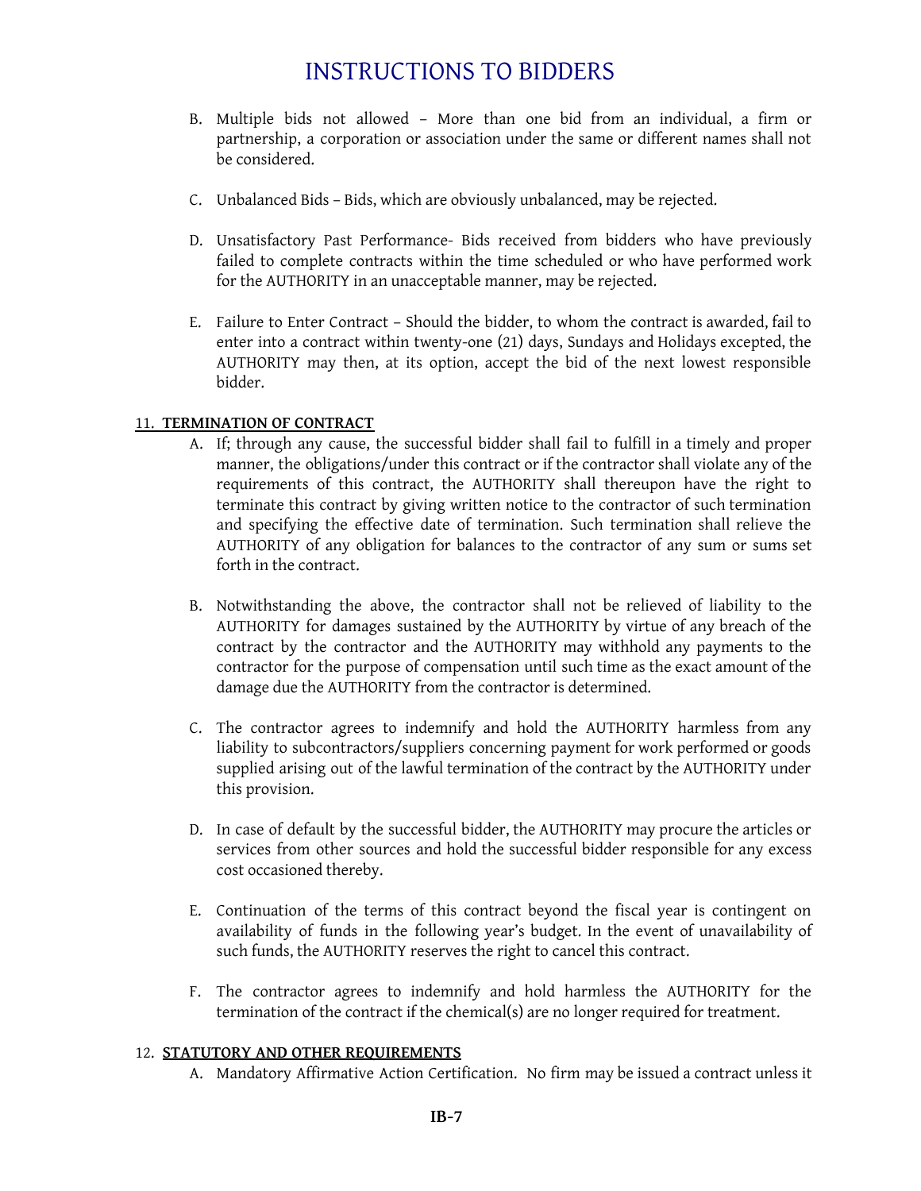B. Multiple bids not allowed – More than one bid from an individual, a firm or partnership, a corporation or association under the same or different names shall not be considered.

C. Unbalanced Bids – Bids, which are obviously unbalanced, may be rejected.

D. Unsatisfactory Past Performance- Bids received from bidders who have previously failed to complete contracts within the time scheduled or who have performed work for the AUTHORITY in an unacceptable manner, may be rejected.

E. Failure to Enter Contract – Should the bidder, to whom the contract is awarded, fail to enter into a contract within twenty-one (21) days, Sundays and Holidays excepted, the AUTHORITY may then, at its option, accept the bid of the next lowest responsible bidder.

## 11. TERMINATION OF CONTRACT

A. If; through any cause, the successful bidder shall fail to fulfill in a timely and proper manner, the obligations/under this contract or if the contractor shall violate any of the requirements of this contract, the AUTHORITY shall thereupon have the right to terminate this contract by giving written notice to the contractor of such termination and specifying the effective date of termination. Such termination shall relieve the AUTHORITY of any obligation for balances to the contractor of any sum or sums set forth in the contract.

B. Notwithstanding the above, the contractor shall not be relieved of liability to the AUTHORITY for damages sustained by the AUTHORITY by virtue of any breach of the contract by the contractor and the AUTHORITY may withhold any payments to the contractor for the purpose of compensation until such time as the exact amount of the damage due the AUTHORITY from the contractor is determined.

C. The contractor agrees to indemnify and hold the AUTHORITY harmless from any liability to subcontractors/suppliers concerning payment for work performed or goods supplied arising out of the lawful termination of the contract by the AUTHORITY under this provision.

D. In case of default by the successful bidder, the AUTHORITY may procure the articles or services from other sources and hold the successful bidder responsible for any excess cost occasioned thereby.

E. Continuation of the terms of this contract beyond the fiscal year is contingent on availability of funds in the following year's budget. In the event of unavailability of such funds, the AUTHORITY reserves the right to cancel this contract.

F. The contractor agrees to indemnify and hold harmless the AUTHORITY for the termination of the contract if the chemical(s) are no longer required for treatment.

## 12. STATUTORY AND OTHER REQUIREMENTS

A. Mandatory Affirmative Action Certification. No firm may be issued a contract unless it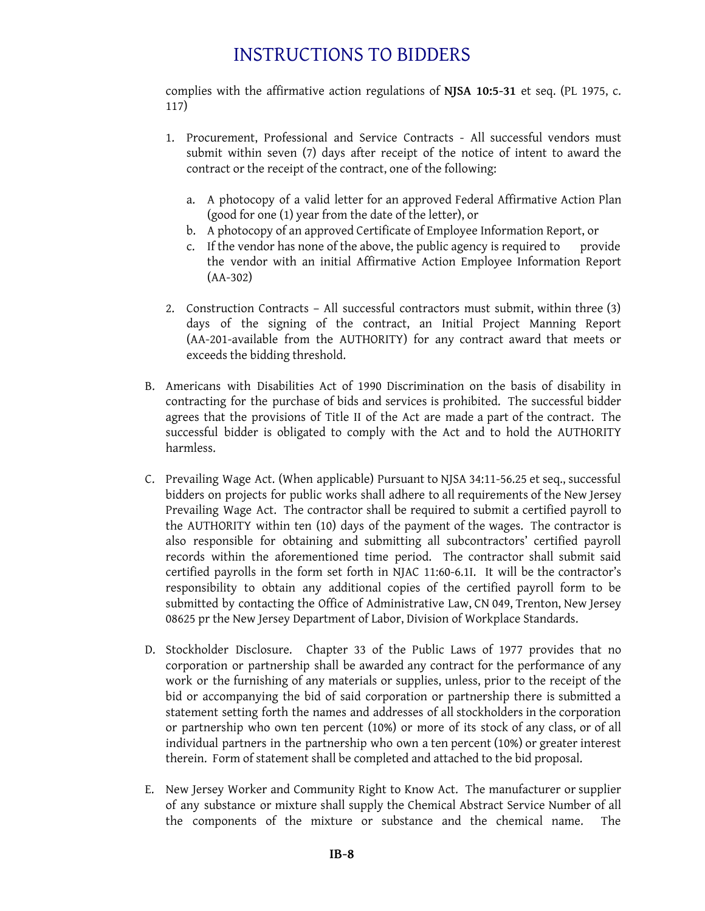complies with the affirmative action regulations of **NJSA 10:5-31** et seq. (PL 1975, c. 117)

1. Procurement, Professional and Service Contracts - All successful vendors must submit within seven (7) days after receipt of the notice of intent to award the contract or the receipt of the contract, one of the following:

   a. A photocopy of a valid letter for an approved Federal Affirmative Action Plan (good for one (1) year from the date of the letter), or
   b. A photocopy of an approved Certificate of Employee Information Report, or
   c. If the vendor has none of the above, the public agency is required to provide the vendor with an initial Affirmative Action Employee Information Report (AA-302)

2. Construction Contracts – All successful contractors must submit, within three (3) days of the signing of the contract, an Initial Project Manning Report (AA-201-available from the AUTHORITY) for any contract award that meets or exceeds the bidding threshold.

B. Americans with Disabilities Act of 1990 Discrimination on the basis of disability in contracting for the purchase of bids and services is prohibited. The successful bidder agrees that the provisions of Title II of the Act are made a part of the contract. The successful bidder is obligated to comply with the Act and to hold the AUTHORITY harmless.

C. Prevailing Wage Act. (When applicable) Pursuant to NJSA 34:11-56.25 et seq., successful bidders on projects for public works shall adhere to all requirements of the New Jersey Prevailing Wage Act. The contractor shall be required to submit a certified payroll to the AUTHORITY within ten (10) days of the payment of the wages. The contractor is also responsible for obtaining and submitting all subcontractors' certified payroll records within the aforementioned time period. The contractor shall submit said certified payrolls in the form set forth in NJAC 11:60-6.1I. It will be the contractor's responsibility to obtain any additional copies of the certified payroll form to be submitted by contacting the Office of Administrative Law, CN 049, Trenton, New Jersey 08625 pr the New Jersey Department of Labor, Division of Workplace Standards.

D. Stockholder Disclosure. Chapter 33 of the Public Laws of 1977 provides that no corporation or partnership shall be awarded any contract for the performance of any work or the furnishing of any materials or supplies, unless, prior to the receipt of the bid or accompanying the bid of said corporation or partnership there is submitted a statement setting forth the names and addresses of all stockholders in the corporation or partnership who own ten percent (10%) or more of its stock of any class, or of all individual partners in the partnership who own a ten percent (10%) or greater interest therein. Form of statement shall be completed and attached to the bid proposal.

E. New Jersey Worker and Community Right to Know Act. The manufacturer or supplier of any substance or mixture shall supply the Chemical Abstract Service Number of all the components of the mixture or substance and the chemical name. The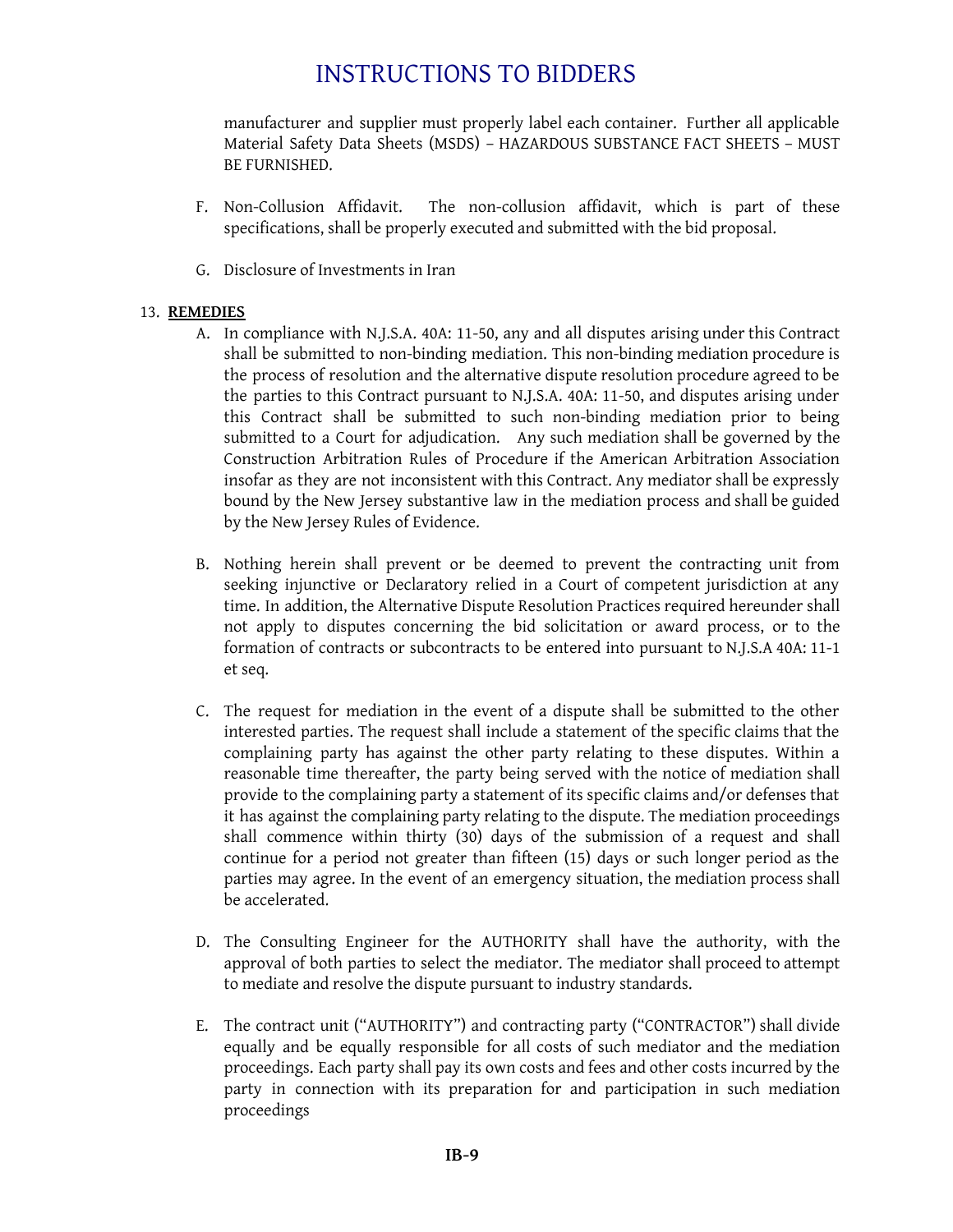manufacturer and supplier must properly label each container. Further all applicable Material Safety Data Sheets (MSDS) – HAZARDOUS SUBSTANCE FACT SHEETS – MUST BE FURNISHED.

F. Non-Collusion Affidavit. The non-collusion affidavit, which is part of these specifications, shall be properly executed and submitted with the bid proposal.

G. Disclosure of Investments in Iran

13. **REMEDIES**

A. In compliance with N.J.S.A. 40A: 11-50, any and all disputes arising under this Contract shall be submitted to non-binding mediation. This non-binding mediation procedure is the process of resolution and the alternative dispute resolution procedure agreed to be the parties to this Contract pursuant to N.J.S.A. 40A: 11-50, and disputes arising under this Contract shall be submitted to such non-binding mediation prior to being submitted to a Court for adjudication. Any such mediation shall be governed by the Construction Arbitration Rules of Procedure if the American Arbitration Association insofar as they are not inconsistent with this Contract. Any mediator shall be expressly bound by the New Jersey substantive law in the mediation process and shall be guided by the New Jersey Rules of Evidence.

B. Nothing herein shall prevent or be deemed to prevent the contracting unit from seeking injunctive or Declaratory relied in a Court of competent jurisdiction at any time. In addition, the Alternative Dispute Resolution Practices required hereunder shall not apply to disputes concerning the bid solicitation or award process, or to the formation of contracts or subcontracts to be entered into pursuant to N.J.S.A 40A: 11-1 et seq.

C. The request for mediation in the event of a dispute shall be submitted to the other interested parties. The request shall include a statement of the specific claims that the complaining party has against the other party relating to these disputes. Within a reasonable time thereafter, the party being served with the notice of mediation shall provide to the complaining party a statement of its specific claims and/or defenses that it has against the complaining party relating to the dispute. The mediation proceedings shall commence within thirty (30) days of the submission of a request and shall continue for a period not greater than fifteen (15) days or such longer period as the parties may agree. In the event of an emergency situation, the mediation process shall be accelerated.

D. The Consulting Engineer for the AUTHORITY shall have the authority, with the approval of both parties to select the mediator. The mediator shall proceed to attempt to mediate and resolve the dispute pursuant to industry standards.

E. The contract unit ("AUTHORITY") and contracting party ("CONTRACTOR") shall divide equally and be equally responsible for all costs of such mediator and the mediation proceedings. Each party shall pay its own costs and fees and other costs incurred by the party in connection with its preparation for and participation in such mediation proceedings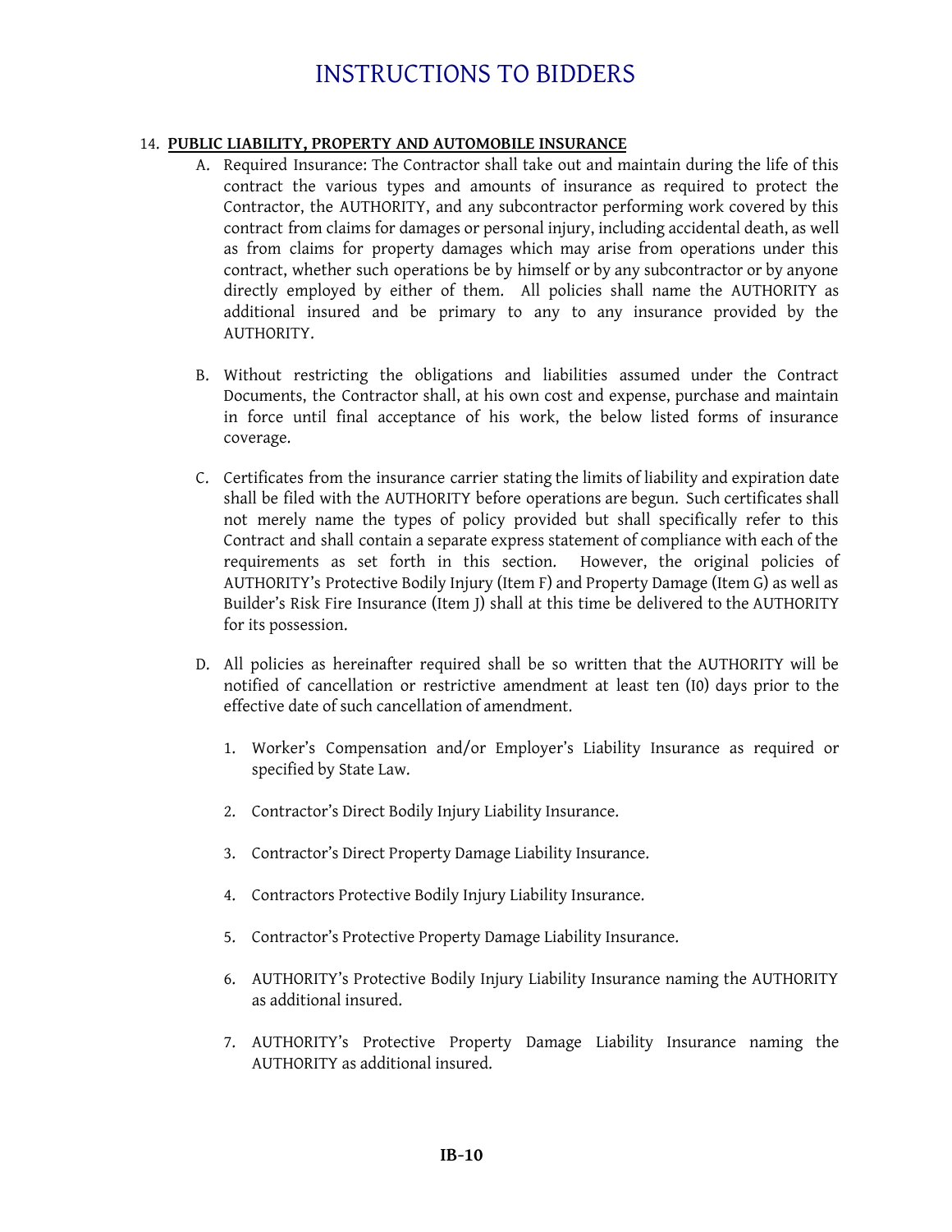# INSTRUCTIONS TO BIDDERS

14. **PUBLIC LIABILITY, PROPERTY AND AUTOMOBILE INSURANCE**

   A. Required Insurance: The Contractor shall take out and maintain during the life of this contract the various types and amounts of insurance as required to protect the Contractor, the AUTHORITY, and any subcontractor performing work covered by this contract from claims for damages or personal injury, including accidental death, as well as from claims for property damages which may arise from operations under this contract, whether such operations be by himself or by any subcontractor or by anyone directly employed by either of them. All policies shall name the AUTHORITY as additional insured and be primary to any to any insurance provided by the AUTHORITY.

   B. Without restricting the obligations and liabilities assumed under the Contract Documents, the Contractor shall, at his own cost and expense, purchase and maintain in force until final acceptance of his work, the below listed forms of insurance coverage.

   C. Certificates from the insurance carrier stating the limits of liability and expiration date shall be filed with the AUTHORITY before operations are begun. Such certificates shall not merely name the types of policy provided but shall specifically refer to this Contract and shall contain a separate express statement of compliance with each of the requirements as set forth in this section. However, the original policies of AUTHORITY's Protective Bodily Injury (Item F) and Property Damage (Item G) as well as Builder's Risk Fire Insurance (Item J) shall at this time be delivered to the AUTHORITY for its possession.

   D. All policies as hereinafter required shall be so written that the AUTHORITY will be notified of cancellation or restrictive amendment at least ten (I0) days prior to the effective date of such cancellation of amendment.

      1. Worker's Compensation and/or Employer's Liability Insurance as required or specified by State Law.

      2. Contractor's Direct Bodily Injury Liability Insurance.

      3. Contractor's Direct Property Damage Liability Insurance.

      4. Contractors Protective Bodily Injury Liability Insurance.

      5. Contractor's Protective Property Damage Liability Insurance.

      6. AUTHORITY's Protective Bodily Injury Liability Insurance naming the AUTHORITY as additional insured.

      7. AUTHORITY's Protective Property Damage Liability Insurance naming the AUTHORITY as additional insured.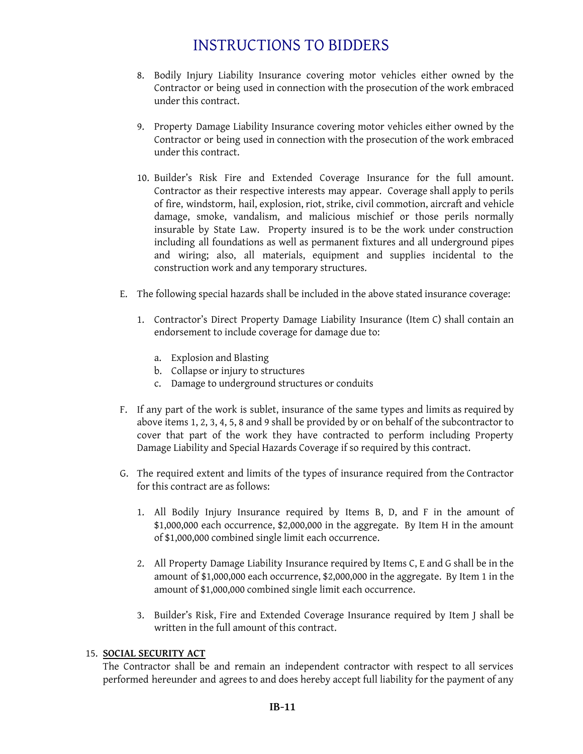8. Bodily Injury Liability Insurance covering motor vehicles either owned by the Contractor or being used in connection with the prosecution of the work embraced under this contract.

9. Property Damage Liability Insurance covering motor vehicles either owned by the Contractor or being used in connection with the prosecution of the work embraced under this contract.

10. Builder's Risk Fire and Extended Coverage Insurance for the full amount. Contractor as their respective interests may appear. Coverage shall apply to perils of fire, windstorm, hail, explosion, riot, strike, civil commotion, aircraft and vehicle damage, smoke, vandalism, and malicious mischief or those perils normally insurable by State Law. Property insured is to be the work under construction including all foundations as well as permanent fixtures and all underground pipes and wiring; also, all materials, equipment and supplies incidental to the construction work and any temporary structures.

E. The following special hazards shall be included in the above stated insurance coverage:

   1. Contractor's Direct Property Damage Liability Insurance (Item C) shall contain an endorsement to include coverage for damage due to:

      a. Explosion and Blasting
      b. Collapse or injury to structures
      c. Damage to underground structures or conduits

F. If any part of the work is sublet, insurance of the same types and limits as required by above items 1, 2, 3, 4, 5, 8 and 9 shall be provided by or on behalf of the subcontractor to cover that part of the work they have contracted to perform including Property Damage Liability and Special Hazards Coverage if so required by this contract.

G. The required extent and limits of the types of insurance required from the Contractor for this contract are as follows:

   1. All Bodily Injury Insurance required by Items B, D, and F in the amount of $1,000,000 each occurrence, $2,000,000 in the aggregate. By Item H in the amount of $1,000,000 combined single limit each occurrence.

   2. All Property Damage Liability Insurance required by Items C, E and G shall be in the amount of $1,000,000 each occurrence, $2,000,000 in the aggregate. By Item 1 in the amount of $1,000,000 combined single limit each occurrence.

   3. Builder's Risk, Fire and Extended Coverage Insurance required by Item J shall be written in the full amount of this contract.

15. **SOCIAL SECURITY ACT**

The Contractor shall be and remain an independent contractor with respect to all services performed hereunder and agrees to and does hereby accept full liability for the payment of any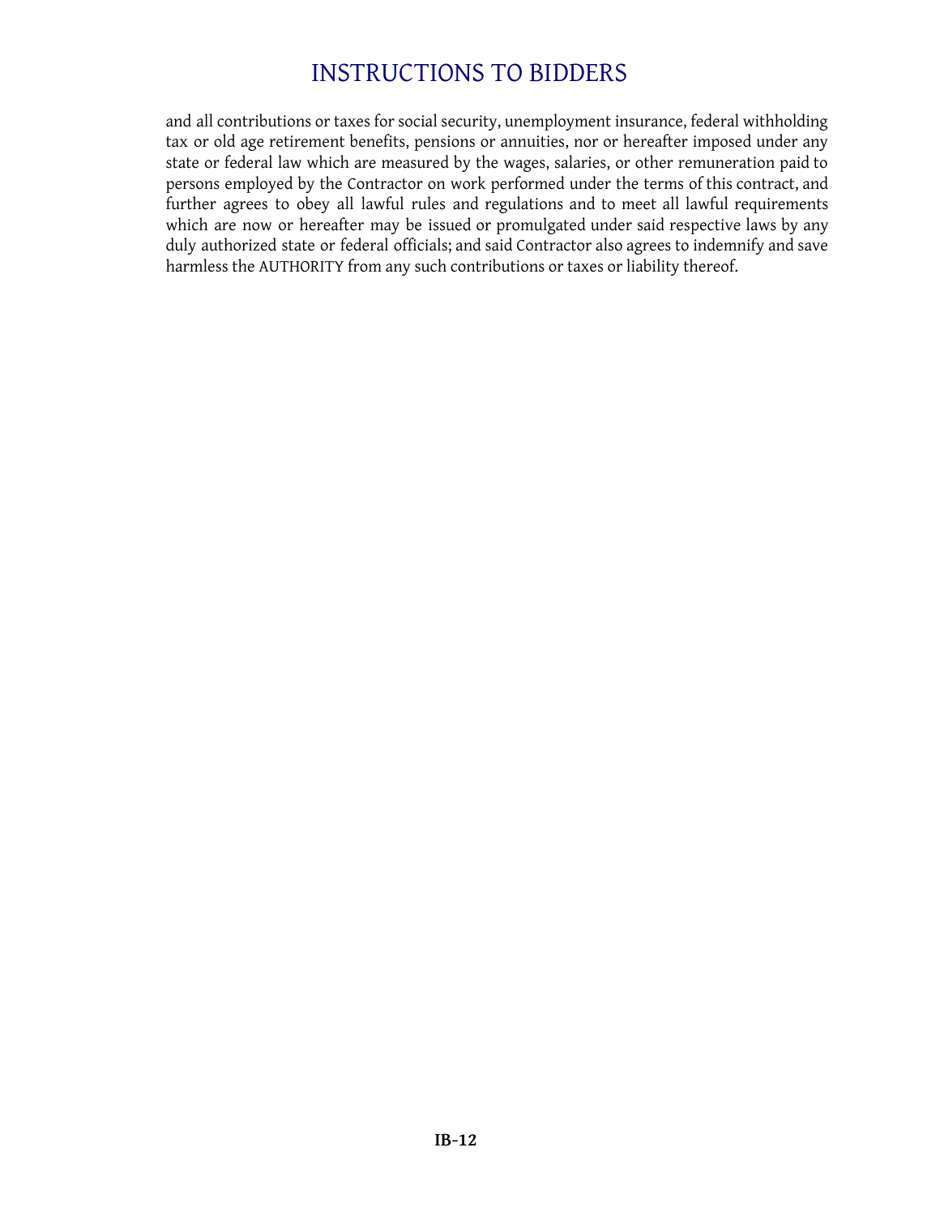and all contributions or taxes for social security, unemployment insurance, federal withholding tax or old age retirement benefits, pensions or annuities, nor or hereafter imposed under any state or federal law which are measured by the wages, salaries, or other remuneration paid to persons employed by the Contractor on work performed under the terms of this contract, and further agrees to obey all lawful rules and regulations and to meet all lawful requirements which are now or hereafter may be issued or promulgated under said respective laws by any duly authorized state or federal officials; and said Contractor also agrees to indemnify and save harmless the AUTHORITY from any such contributions or taxes or liability thereof.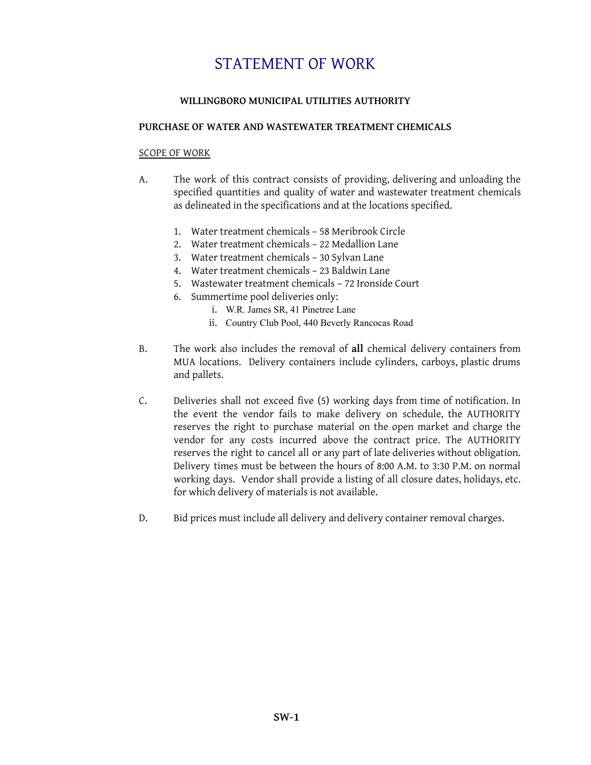# STATEMENT OF WORK

**WILLINGBORO MUNICIPAL UTILITIES AUTHORITY**

**PURCHASE OF WATER AND WASTEWATER TREATMENT CHEMICALS**

SCOPE OF WORK

A. The work of this contract consists of providing, delivering and unloading the specified quantities and quality of water and wastewater treatment chemicals as delineated in the specifications and at the locations specified.

1. Water treatment chemicals – 58 Meribrook Circle
2. Water treatment chemicals – 22 Medallion Lane
3. Water treatment chemicals – 30 Sylvan Lane
4. Water treatment chemicals – 23 Baldwin Lane
5. Wastewater treatment chemicals – 72 Ironside Court
6. Summertime pool deliveries only:
   - i. W.R. James SR, 41 Pinetree Lane
   - ii. Country Club Pool, 440 Beverly Rancocas Road

B. The work also includes the removal of **all** chemical delivery containers from MUA locations. Delivery containers include cylinders, carboys, plastic drums and pallets.

C. Deliveries shall not exceed five (5) working days from time of notification. In the event the vendor fails to make delivery on schedule, the AUTHORITY reserves the right to purchase material on the open market and charge the vendor for any costs incurred above the contract price. The AUTHORITY reserves the right to cancel all or any part of late deliveries without obligation. Delivery times must be between the hours of 8:00 A.M. to 3:30 P.M. on normal working days. Vendor shall provide a listing of all closure dates, holidays, etc. for which delivery of materials is not available.

D. Bid prices must include all delivery and delivery container removal charges.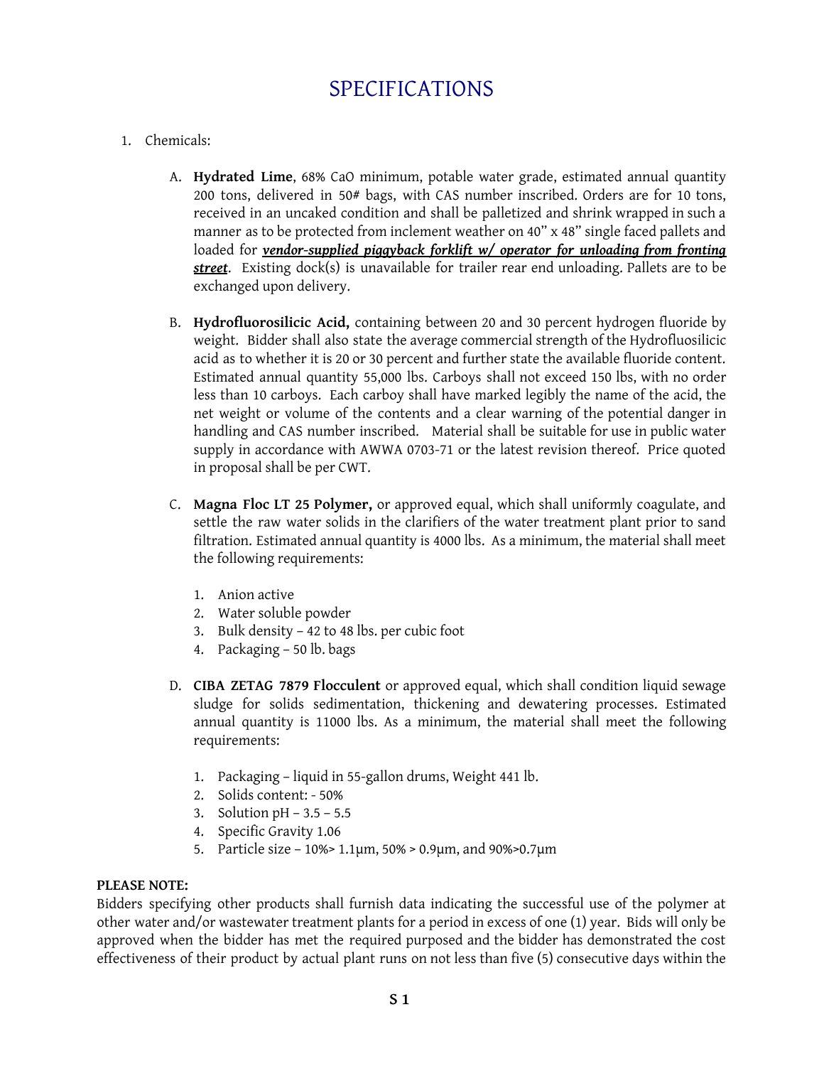# SPECIFICATIONS

1. Chemicals:

   A. **Hydrated Lime**, 68% CaO minimum, potable water grade, estimated annual quantity 200 tons, delivered in 50# bags, with CAS number inscribed. Orders are for 10 tons, received in an uncaked condition and shall be palletized and shrink wrapped in such a manner as to be protected from inclement weather on 40" x 48" single faced pallets and loaded for ***vendor-supplied piggyback forklift w/ operator for unloading from fronting street***. Existing dock(s) is unavailable for trailer rear end unloading. Pallets are to be exchanged upon delivery.

   B. **Hydrofluorosilicic Acid,** containing between 20 and 30 percent hydrogen fluoride by weight. Bidder shall also state the average commercial strength of the Hydrofluosilicic acid as to whether it is 20 or 30 percent and further state the available fluoride content. Estimated annual quantity 55,000 lbs. Carboys shall not exceed 150 lbs, with no order less than 10 carboys. Each carboy shall have marked legibly the name of the acid, the net weight or volume of the contents and a clear warning of the potential danger in handling and CAS number inscribed. Material shall be suitable for use in public water supply in accordance with AWWA 0703-71 or the latest revision thereof. Price quoted in proposal shall be per CWT.

   C. **Magna Floc LT 25 Polymer,** or approved equal, which shall uniformly coagulate, and settle the raw water solids in the clarifiers of the water treatment plant prior to sand filtration. Estimated annual quantity is 4000 lbs. As a minimum, the material shall meet the following requirements:

      1. Anion active
      2. Water soluble powder
      3. Bulk density – 42 to 48 lbs. per cubic foot
      4. Packaging – 50 lb. bags

   D. **CIBA ZETAG 7879 Flocculent** or approved equal, which shall condition liquid sewage sludge for solids sedimentation, thickening and dewatering processes. Estimated annual quantity is 11000 lbs. As a minimum, the material shall meet the following requirements:

      1. Packaging – liquid in 55-gallon drums, Weight 441 lb.
      2. Solids content: - 50%
      3. Solution pH – 3.5 – 5.5
      4. Specific Gravity 1.06
      5. Particle size – 10%> 1.1µm, 50% > 0.9µm, and 90%>0.7µm

**PLEASE NOTE:**
Bidders specifying other products shall furnish data indicating the successful use of the polymer at other water and/or wastewater treatment plants for a period in excess of one (1) year. Bids will only be approved when the bidder has met the required purposed and the bidder has demonstrated the cost effectiveness of their product by actual plant runs on not less than five (5) consecutive days within the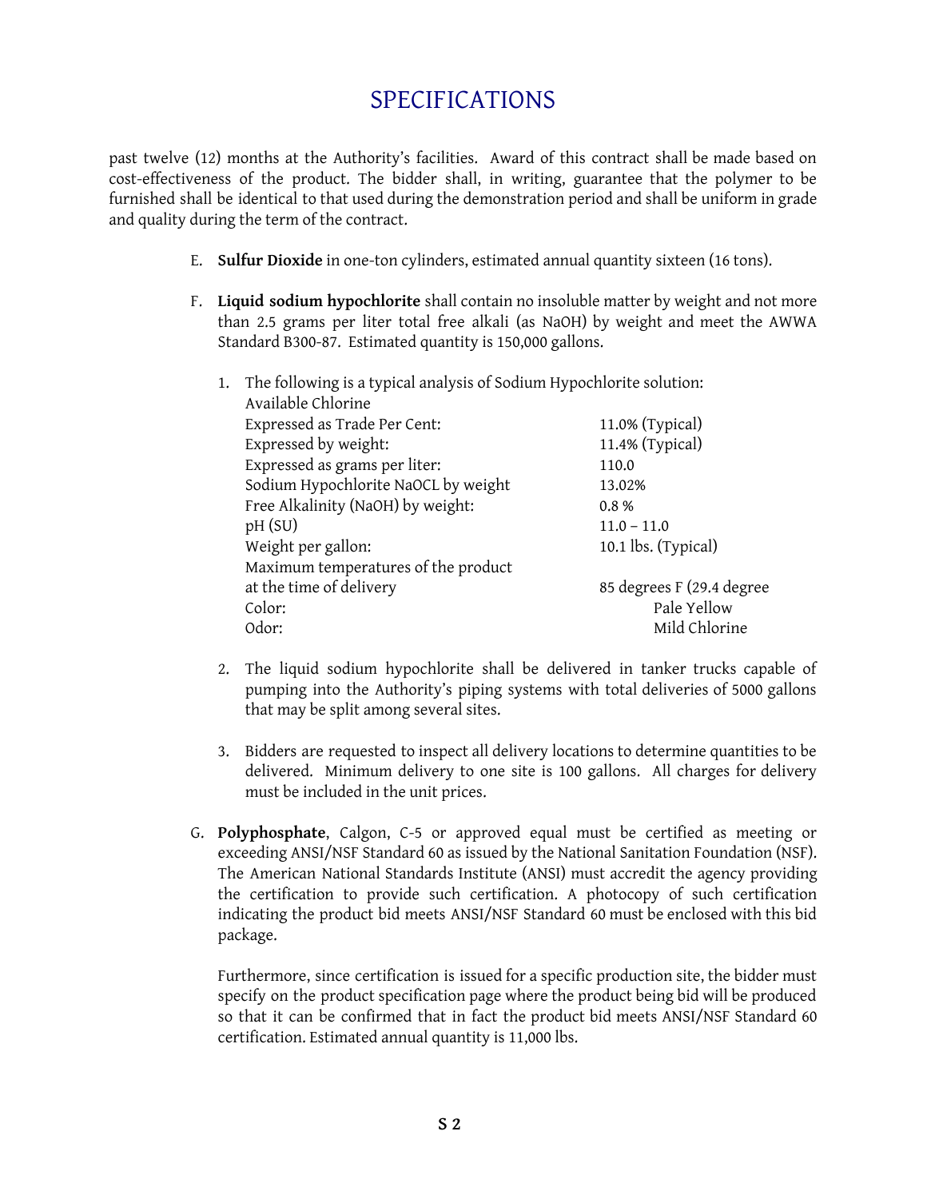# SPECIFICATIONS

past twelve (12) months at the Authority's facilities. Award of this contract shall be made based on cost-effectiveness of the product. The bidder shall, in writing, guarantee that the polymer to be furnished shall be identical to that used during the demonstration period and shall be uniform in grade and quality during the term of the contract.

E. **Sulfur Dioxide** in one-ton cylinders, estimated annual quantity sixteen (16 tons).

F. **Liquid sodium hypochlorite** shall contain no insoluble matter by weight and not more than 2.5 grams per liter total free alkali (as NaOH) by weight and meet the AWWA Standard B300-87. Estimated quantity is 150,000 gallons.

1. The following is a typical analysis of Sodium Hypochlorite solution:

| | |
|---|---|
| Available Chlorine | |
| Expressed as Trade Per Cent: | 11.0% (Typical) |
| Expressed by weight: | 11.4% (Typical) |
| Expressed as grams per liter: | 110.0 |
| Sodium Hypochlorite NaOCL by weight | 13.02% |
| Free Alkalinity (NaOH) by weight: | 0.8 % |
| pH (SU) | 11.0 – 11.0 |
| Weight per gallon: | 10.1 lbs. (Typical) |
| Maximum temperatures of the product at the time of delivery | 85 degrees F (29.4 degree |
| Color: | Pale Yellow |
| Odor: | Mild Chlorine |

2. The liquid sodium hypochlorite shall be delivered in tanker trucks capable of pumping into the Authority's piping systems with total deliveries of 5000 gallons that may be split among several sites.

3. Bidders are requested to inspect all delivery locations to determine quantities to be delivered. Minimum delivery to one site is 100 gallons. All charges for delivery must be included in the unit prices.

G. **Polyphosphate**, Calgon, C-5 or approved equal must be certified as meeting or exceeding ANSI/NSF Standard 60 as issued by the National Sanitation Foundation (NSF). The American National Standards Institute (ANSI) must accredit the agency providing the certification to provide such certification. A photocopy of such certification indicating the product bid meets ANSI/NSF Standard 60 must be enclosed with this bid package.

Furthermore, since certification is issued for a specific production site, the bidder must specify on the product specification page where the product being bid will be produced so that it can be confirmed that in fact the product bid meets ANSI/NSF Standard 60 certification. Estimated annual quantity is 11,000 lbs.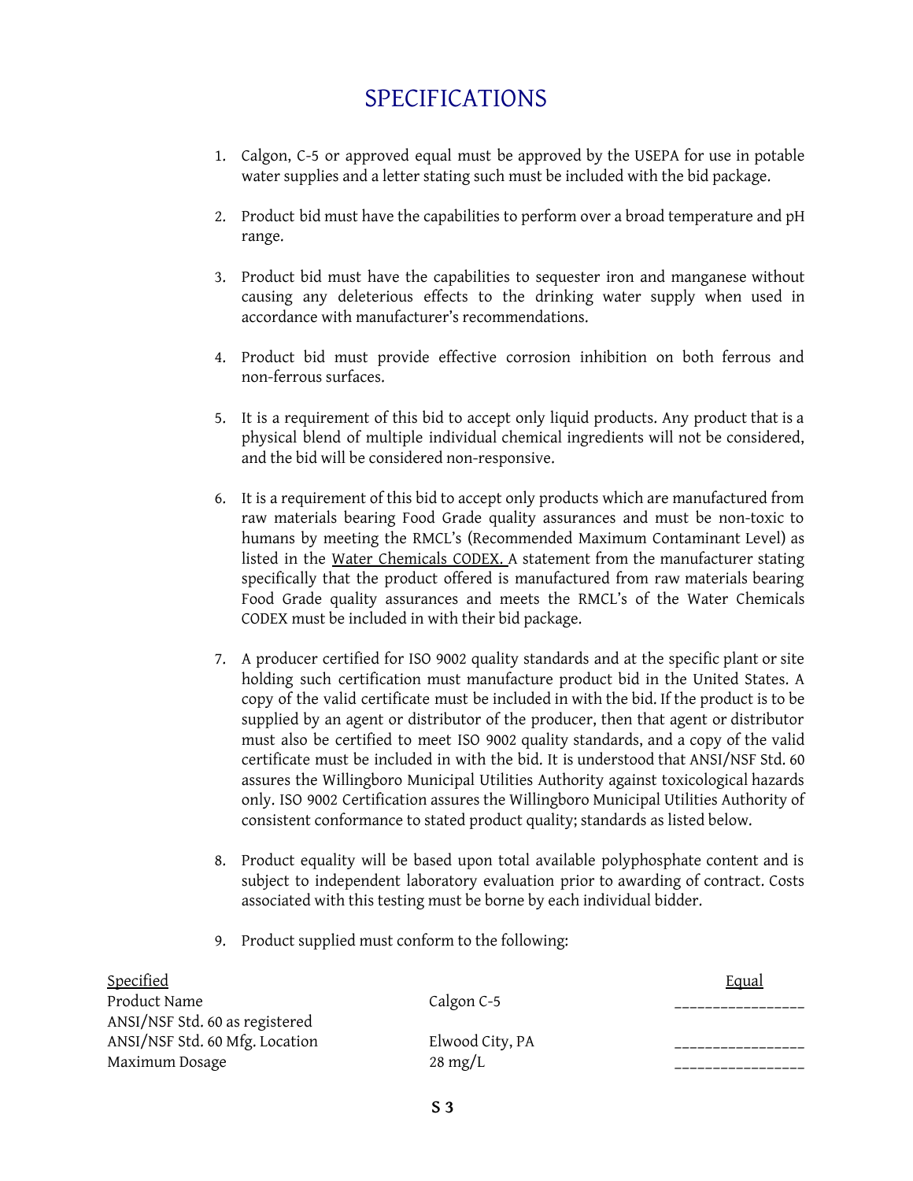# SPECIFICATIONS

1. Calgon, C-5 or approved equal must be approved by the USEPA for use in potable water supplies and a letter stating such must be included with the bid package.

2. Product bid must have the capabilities to perform over a broad temperature and pH range.

3. Product bid must have the capabilities to sequester iron and manganese without causing any deleterious effects to the drinking water supply when used in accordance with manufacturer's recommendations.

4. Product bid must provide effective corrosion inhibition on both ferrous and non-ferrous surfaces.

5. It is a requirement of this bid to accept only liquid products. Any product that is a physical blend of multiple individual chemical ingredients will not be considered, and the bid will be considered non-responsive.

6. It is a requirement of this bid to accept only products which are manufactured from raw materials bearing Food Grade quality assurances and must be non-toxic to humans by meeting the RMCL's (Recommended Maximum Contaminant Level) as listed in the Water Chemicals CODEX. A statement from the manufacturer stating specifically that the product offered is manufactured from raw materials bearing Food Grade quality assurances and meets the RMCL's of the Water Chemicals CODEX must be included in with their bid package.

7. A producer certified for ISO 9002 quality standards and at the specific plant or site holding such certification must manufacture product bid in the United States. A copy of the valid certificate must be included in with the bid. If the product is to be supplied by an agent or distributor of the producer, then that agent or distributor must also be certified to meet ISO 9002 quality standards, and a copy of the valid certificate must be included in with the bid. It is understood that ANSI/NSF Std. 60 assures the Willingboro Municipal Utilities Authority against toxicological hazards only. ISO 9002 Certification assures the Willingboro Municipal Utilities Authority of consistent conformance to stated product quality; standards as listed below.

8. Product equality will be based upon total available polyphosphate content and is subject to independent laboratory evaluation prior to awarding of contract. Costs associated with this testing must be borne by each individual bidder.

9. Product supplied must conform to the following:

| Specified | | Equal |
|---|---|---|
| Product Name | Calgon C-5 | ________________ |
| ANSI/NSF Std. 60 as registered | | |
| ANSI/NSF Std. 60 Mfg. Location | Elwood City, PA | ________________ |
| Maximum Dosage | 28 mg/L | ________________ |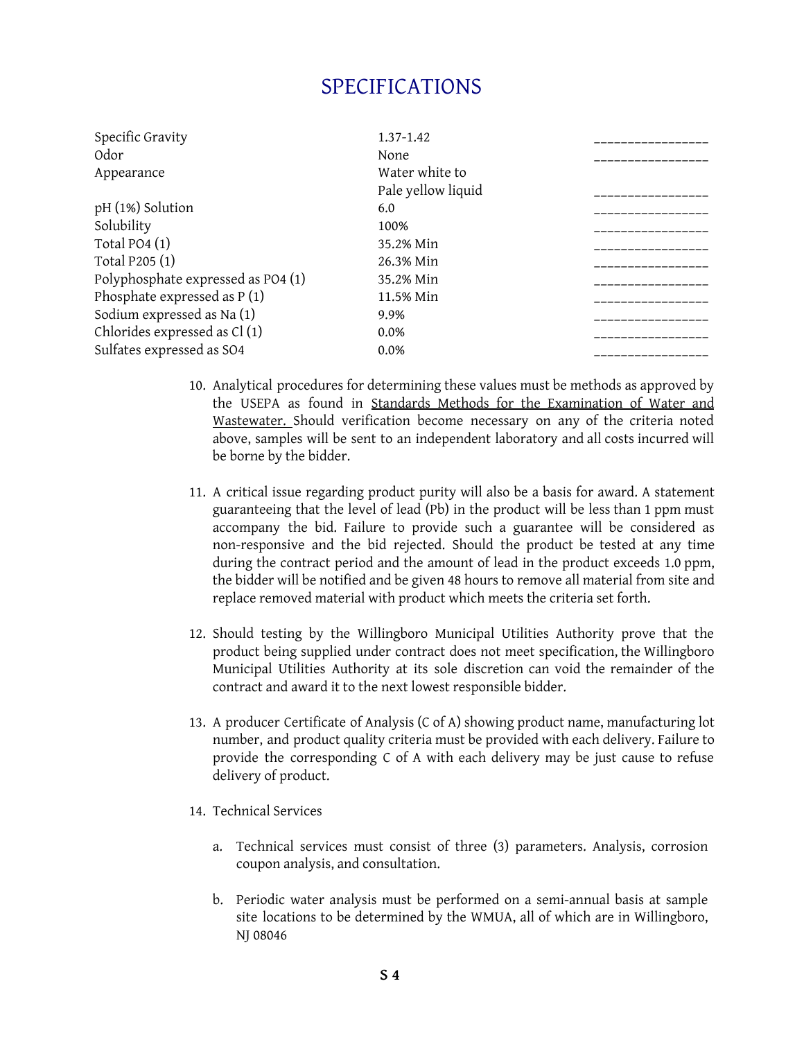# SPECIFICATIONS

| | | |
|---|---|---|
| Specific Gravity | 1.37-1.42 | _________________ |
| Odor | None | _________________ |
| Appearance | Water white to Pale yellow liquid | _________________ |
| pH (1%) Solution | 6.0 | _________________ |
| Solubility | 100% | _________________ |
| Total PO4 (1) | 35.2% Min | _________________ |
| Total P205 (1) | 26.3% Min | _________________ |
| Polyphosphate expressed as PO4 (1) | 35.2% Min | _________________ |
| Phosphate expressed as P (1) | 11.5% Min | _________________ |
| Sodium expressed as Na (1) | 9.9% | _________________ |
| Chlorides expressed as Cl (1) | 0.0% | _________________ |
| Sulfates expressed as SO4 | 0.0% | _________________ |

10. Analytical procedures for determining these values must be methods as approved by the USEPA as found in Standards Methods for the Examination of Water and Wastewater. Should verification become necessary on any of the criteria noted above, samples will be sent to an independent laboratory and all costs incurred will be borne by the bidder.

11. A critical issue regarding product purity will also be a basis for award. A statement guaranteeing that the level of lead (Pb) in the product will be less than 1 ppm must accompany the bid. Failure to provide such a guarantee will be considered as non-responsive and the bid rejected. Should the product be tested at any time during the contract period and the amount of lead in the product exceeds 1.0 ppm, the bidder will be notified and be given 48 hours to remove all material from site and replace removed material with product which meets the criteria set forth.

12. Should testing by the Willingboro Municipal Utilities Authority prove that the product being supplied under contract does not meet specification, the Willingboro Municipal Utilities Authority at its sole discretion can void the remainder of the contract and award it to the next lowest responsible bidder.

13. A producer Certificate of Analysis (C of A) showing product name, manufacturing lot number, and product quality criteria must be provided with each delivery. Failure to provide the corresponding C of A with each delivery may be just cause to refuse delivery of product.

14. Technical Services

    a. Technical services must consist of three (3) parameters. Analysis, corrosion coupon analysis, and consultation.

    b. Periodic water analysis must be performed on a semi-annual basis at sample site locations to be determined by the WMUA, all of which are in Willingboro, NJ 08046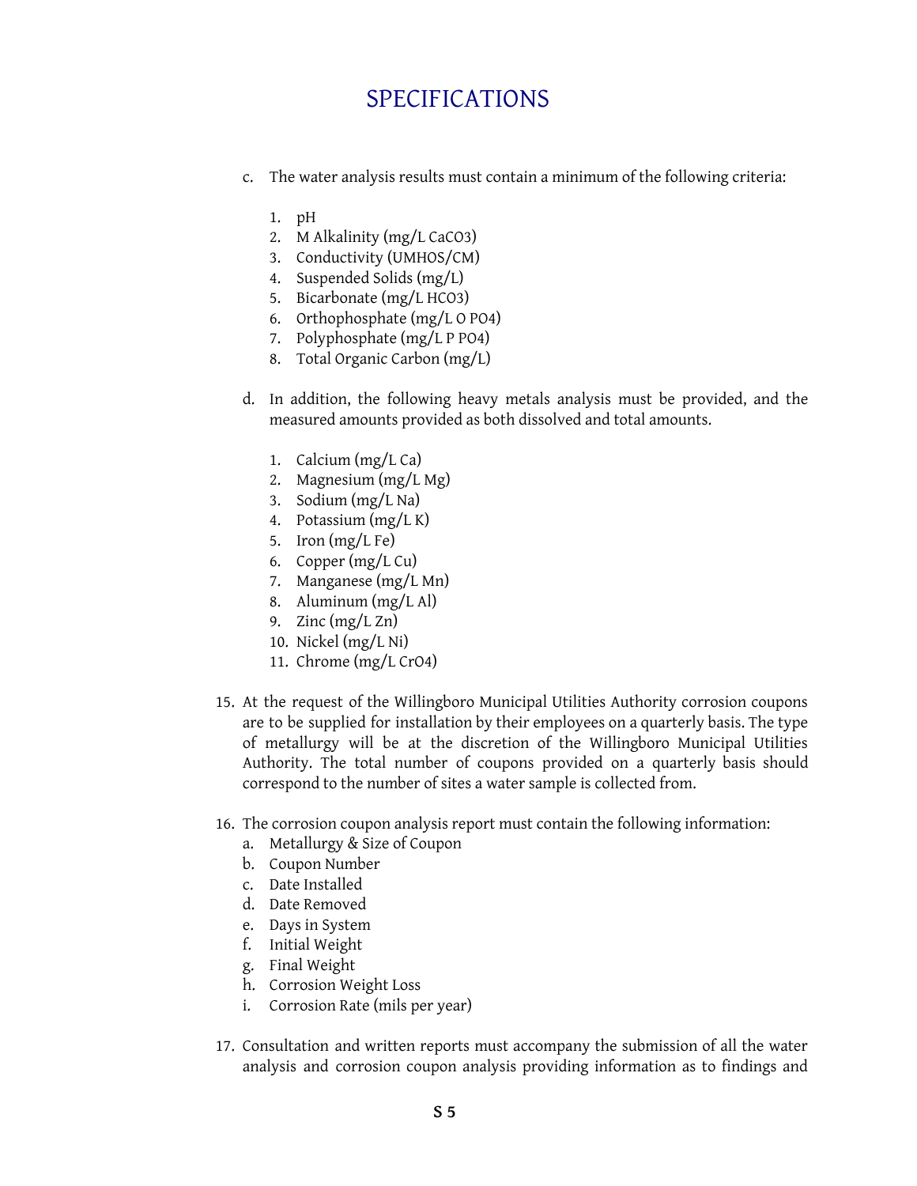# SPECIFICATIONS

c. The water analysis results must contain a minimum of the following criteria:

1. pH
2. M Alkalinity (mg/L $CaCO_3$)
3. Conductivity (UMHOS/CM)
4. Suspended Solids (mg/L)
5. Bicarbonate (mg/L $HCO_3$)
6. Orthophosphate (mg/L O $PO_4$)
7. Polyphosphate (mg/L P $PO_4$)
8. Total Organic Carbon (mg/L)

d. In addition, the following heavy metals analysis must be provided, and the measured amounts provided as both dissolved and total amounts.

1. Calcium (mg/L Ca)
2. Magnesium (mg/L Mg)
3. Sodium (mg/L Na)
4. Potassium (mg/L K)
5. Iron (mg/L Fe)
6. Copper (mg/L Cu)
7. Manganese (mg/L Mn)
8. Aluminum (mg/L Al)
9. Zinc (mg/L Zn)
10. Nickel (mg/L Ni)
11. Chrome (mg/L $CrO_4$)

15. At the request of the Willingboro Municipal Utilities Authority corrosion coupons are to be supplied for installation by their employees on a quarterly basis. The type of metallurgy will be at the discretion of the Willingboro Municipal Utilities Authority. The total number of coupons provided on a quarterly basis should correspond to the number of sites a water sample is collected from.

16. The corrosion coupon analysis report must contain the following information:
    a. Metallurgy & Size of Coupon
    b. Coupon Number
    c. Date Installed
    d. Date Removed
    e. Days in System
    f. Initial Weight
    g. Final Weight
    h. Corrosion Weight Loss
    i. Corrosion Rate (mils per year)

17. Consultation and written reports must accompany the submission of all the water analysis and corrosion coupon analysis providing information as to findings and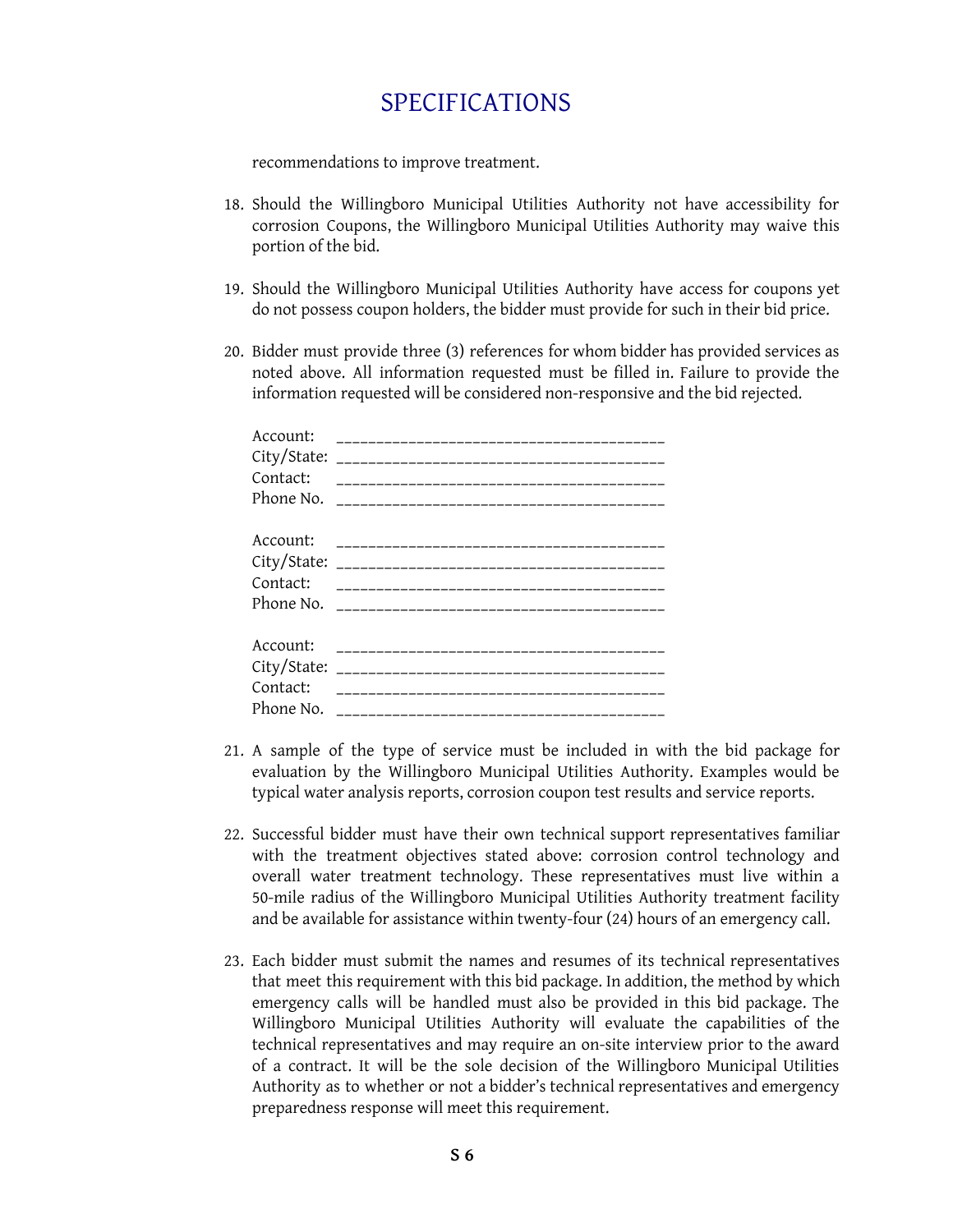# SPECIFICATIONS

recommendations to improve treatment.

18. Should the Willingboro Municipal Utilities Authority not have accessibility for corrosion Coupons, the Willingboro Municipal Utilities Authority may waive this portion of the bid.

19. Should the Willingboro Municipal Utilities Authority have access for coupons yet do not possess coupon holders, the bidder must provide for such in their bid price.

20. Bidder must provide three (3) references for whom bidder has provided services as noted above. All information requested must be filled in. Failure to provide the information requested will be considered non-responsive and the bid rejected.

    Account: ________________________________________
    City/State: ________________________________________
    Contact: ________________________________________
    Phone No. ________________________________________

    Account: ________________________________________
    City/State: ________________________________________
    Contact: ________________________________________
    Phone No. ________________________________________

    Account: ________________________________________
    City/State: ________________________________________
    Contact: ________________________________________
    Phone No. ________________________________________

21. A sample of the type of service must be included in with the bid package for evaluation by the Willingboro Municipal Utilities Authority. Examples would be typical water analysis reports, corrosion coupon test results and service reports.

22. Successful bidder must have their own technical support representatives familiar with the treatment objectives stated above: corrosion control technology and overall water treatment technology. These representatives must live within a 50-mile radius of the Willingboro Municipal Utilities Authority treatment facility and be available for assistance within twenty-four (24) hours of an emergency call.

23. Each bidder must submit the names and resumes of its technical representatives that meet this requirement with this bid package. In addition, the method by which emergency calls will be handled must also be provided in this bid package. The Willingboro Municipal Utilities Authority will evaluate the capabilities of the technical representatives and may require an on-site interview prior to the award of a contract. It will be the sole decision of the Willingboro Municipal Utilities Authority as to whether or not a bidder's technical representatives and emergency preparedness response will meet this requirement.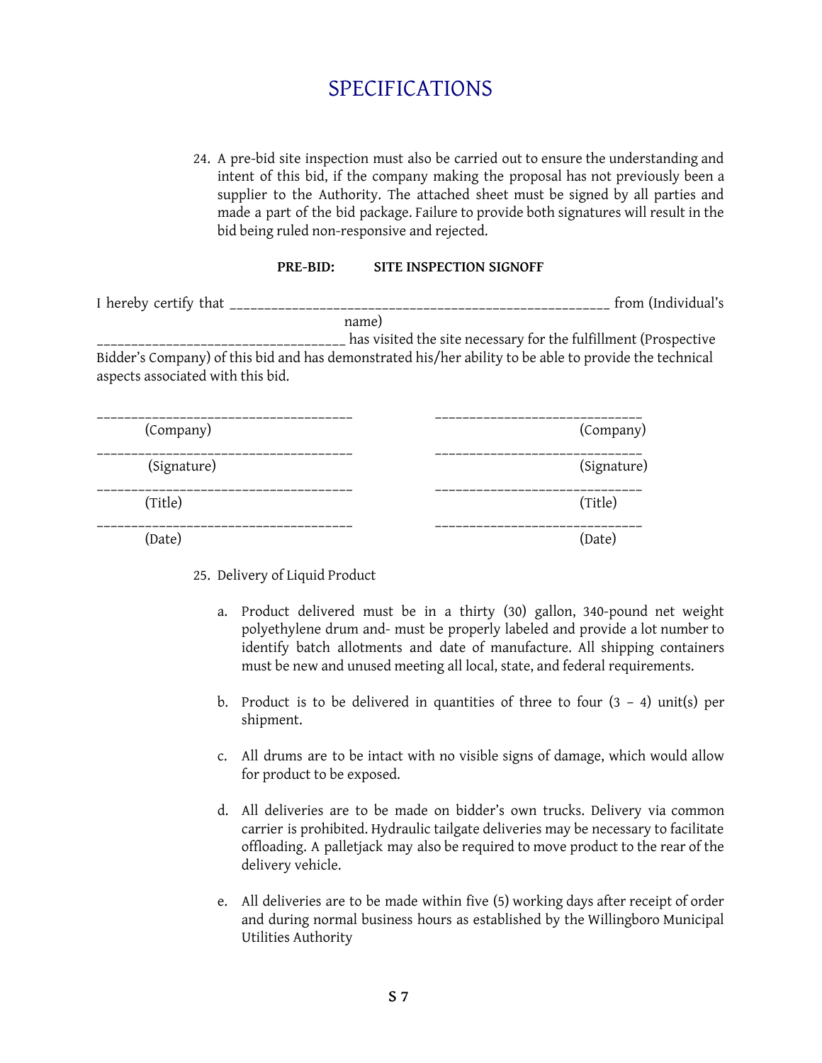# SPECIFICATIONS

24. A pre-bid site inspection must also be carried out to ensure the understanding and intent of this bid, if the company making the proposal has not previously been a supplier to the Authority. The attached sheet must be signed by all parties and made a part of the bid package. Failure to provide both signatures will result in the bid being ruled non-responsive and rejected.

**PRE-BID: SITE INSPECTION SIGNOFF**

I hereby certify that _____________________________________________________ from (Individual's name) __________________________________ has visited the site necessary for the fulfillment (Prospective Bidder's Company) of this bid and has demonstrated his/her ability to be able to provide the technical aspects associated with this bid.

| | |
|---|---|
| ____________________________________ | _____________________________ |
| (Company) | (Company) |
| ____________________________________ | _____________________________ |
| (Signature) | (Signature) |
| ____________________________________ | _____________________________ |
| (Title) | (Title) |
| ____________________________________ | _____________________________ |
| (Date) | (Date) |

25. Delivery of Liquid Product

    a. Product delivered must be in a thirty (30) gallon, 340-pound net weight polyethylene drum and- must be properly labeled and provide a lot number to identify batch allotments and date of manufacture. All shipping containers must be new and unused meeting all local, state, and federal requirements.

    b. Product is to be delivered in quantities of three to four (3 – 4) unit(s) per shipment.

    c. All drums are to be intact with no visible signs of damage, which would allow for product to be exposed.

    d. All deliveries are to be made on bidder's own trucks. Delivery via common carrier is prohibited. Hydraulic tailgate deliveries may be necessary to facilitate offloading. A palletjack may also be required to move product to the rear of the delivery vehicle.

    e. All deliveries are to be made within five (5) working days after receipt of order and during normal business hours as established by the Willingboro Municipal Utilities Authority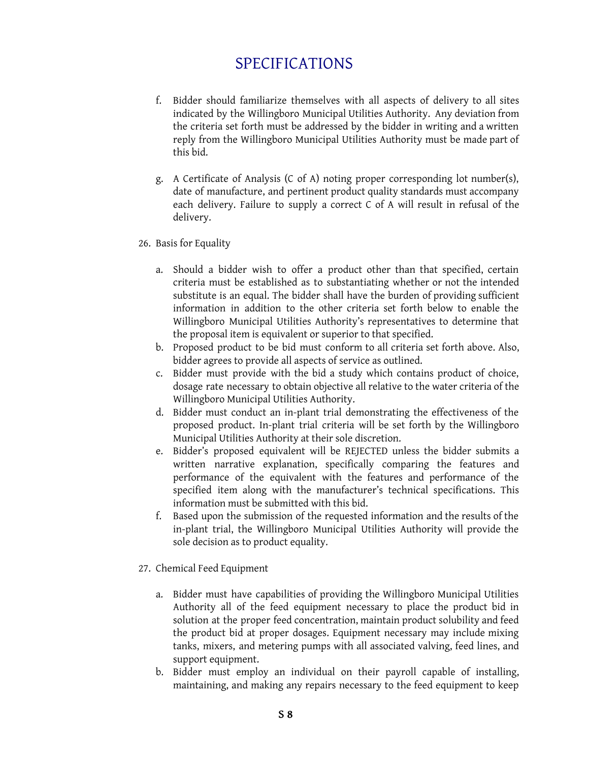# SPECIFICATIONS

f. Bidder should familiarize themselves with all aspects of delivery to all sites indicated by the Willingboro Municipal Utilities Authority. Any deviation from the criteria set forth must be addressed by the bidder in writing and a written reply from the Willingboro Municipal Utilities Authority must be made part of this bid.

g. A Certificate of Analysis (C of A) noting proper corresponding lot number(s), date of manufacture, and pertinent product quality standards must accompany each delivery. Failure to supply a correct C of A will result in refusal of the delivery.

26. Basis for Equality

a. Should a bidder wish to offer a product other than that specified, certain criteria must be established as to substantiating whether or not the intended substitute is an equal. The bidder shall have the burden of providing sufficient information in addition to the other criteria set forth below to enable the Willingboro Municipal Utilities Authority's representatives to determine that the proposal item is equivalent or superior to that specified.
b. Proposed product to be bid must conform to all criteria set forth above. Also, bidder agrees to provide all aspects of service as outlined.
c. Bidder must provide with the bid a study which contains product of choice, dosage rate necessary to obtain objective all relative to the water criteria of the Willingboro Municipal Utilities Authority.
d. Bidder must conduct an in-plant trial demonstrating the effectiveness of the proposed product. In-plant trial criteria will be set forth by the Willingboro Municipal Utilities Authority at their sole discretion.
e. Bidder's proposed equivalent will be REJECTED unless the bidder submits a written narrative explanation, specifically comparing the features and performance of the equivalent with the features and performance of the specified item along with the manufacturer's technical specifications. This information must be submitted with this bid.
f. Based upon the submission of the requested information and the results of the in-plant trial, the Willingboro Municipal Utilities Authority will provide the sole decision as to product equality.

27. Chemical Feed Equipment

a. Bidder must have capabilities of providing the Willingboro Municipal Utilities Authority all of the feed equipment necessary to place the product bid in solution at the proper feed concentration, maintain product solubility and feed the product bid at proper dosages. Equipment necessary may include mixing tanks, mixers, and metering pumps with all associated valving, feed lines, and support equipment.
b. Bidder must employ an individual on their payroll capable of installing, maintaining, and making any repairs necessary to the feed equipment to keep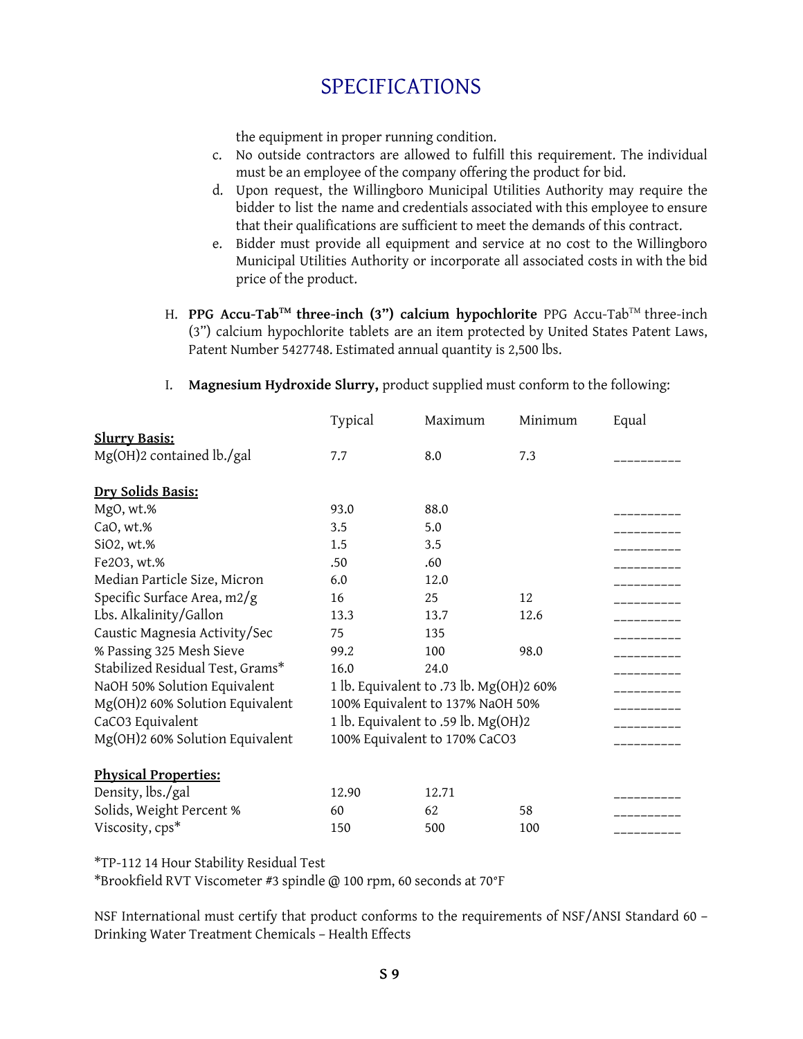# SPECIFICATIONS

the equipment in proper running condition.

c. No outside contractors are allowed to fulfill this requirement. The individual must be an employee of the company offering the product for bid.
d. Upon request, the Willingboro Municipal Utilities Authority may require the bidder to list the name and credentials associated with this employee to ensure that their qualifications are sufficient to meet the demands of this contract.
e. Bidder must provide all equipment and service at no cost to the Willingboro Municipal Utilities Authority or incorporate all associated costs in with the bid price of the product.

H. **PPG Accu-Tab™ three-inch (3") calcium hypochlorite** PPG Accu-Tab™ three-inch (3") calcium hypochlorite tablets are an item protected by United States Patent Laws, Patent Number 5427748. Estimated annual quantity is 2,500 lbs.

I. **Magnesium Hydroxide Slurry,** product supplied must conform to the following:

| | Typical | Maximum | Minimum | Equal |
|---|---|---|---|---|
| **Slurry Basis:** | | | | |
| $Mg(OH)_2$ contained lb./gal | 7.7 | 8.0 | 7.3 | __________ |
| **Dry Solids Basis:** | | | | |
| MgO, wt.% | 93.0 | 88.0 | | __________ |
| CaO, wt.% | 3.5 | 5.0 | | __________ |
| $SiO_2$, wt.% | 1.5 | 3.5 | | __________ |
| $Fe_2O_3$, wt.% | .50 | .60 | | __________ |
| Median Particle Size, Micron | 6.0 | 12.0 | | __________ |
| Specific Surface Area, m2/g | 16 | 25 | 12 | __________ |
| Lbs. Alkalinity/Gallon | 13.3 | 13.7 | 12.6 | __________ |
| Caustic Magnesia Activity/Sec | 75 | 135 | | __________ |
| % Passing 325 Mesh Sieve | 99.2 | 100 | 98.0 | __________ |
| Stabilized Residual Test, Grams* | 16.0 | 24.0 | | __________ |
| NaOH 50% Solution Equivalent | 1 lb. Equivalent to .73 lb. $Mg(OH)_2$ 60% | | | __________ |
| $Mg(OH)_2$ 60% Solution Equivalent | 100% Equivalent to 137% NaOH 50% | | | __________ |
| $CaCO_3$ Equivalent | 1 lb. Equivalent to .59 lb. $Mg(OH)_2$ | | | __________ |
| $Mg(OH)_2$ 60% Solution Equivalent | 100% Equivalent to 170% $CaCO_3$ | | | __________ |
| **Physical Properties:** | | | | |
| Density, lbs./gal | 12.90 | 12.71 | | __________ |
| Solids, Weight Percent % | 60 | 62 | 58 | __________ |
| Viscosity, cps* | 150 | 500 | 100 | __________ |

*TP-112 14 Hour Stability Residual Test
*Brookfield RVT Viscometer #3 spindle @ 100 rpm, 60 seconds at 70°F

NSF International must certify that product conforms to the requirements of NSF/ANSI Standard 60 – Drinking Water Treatment Chemicals – Health Effects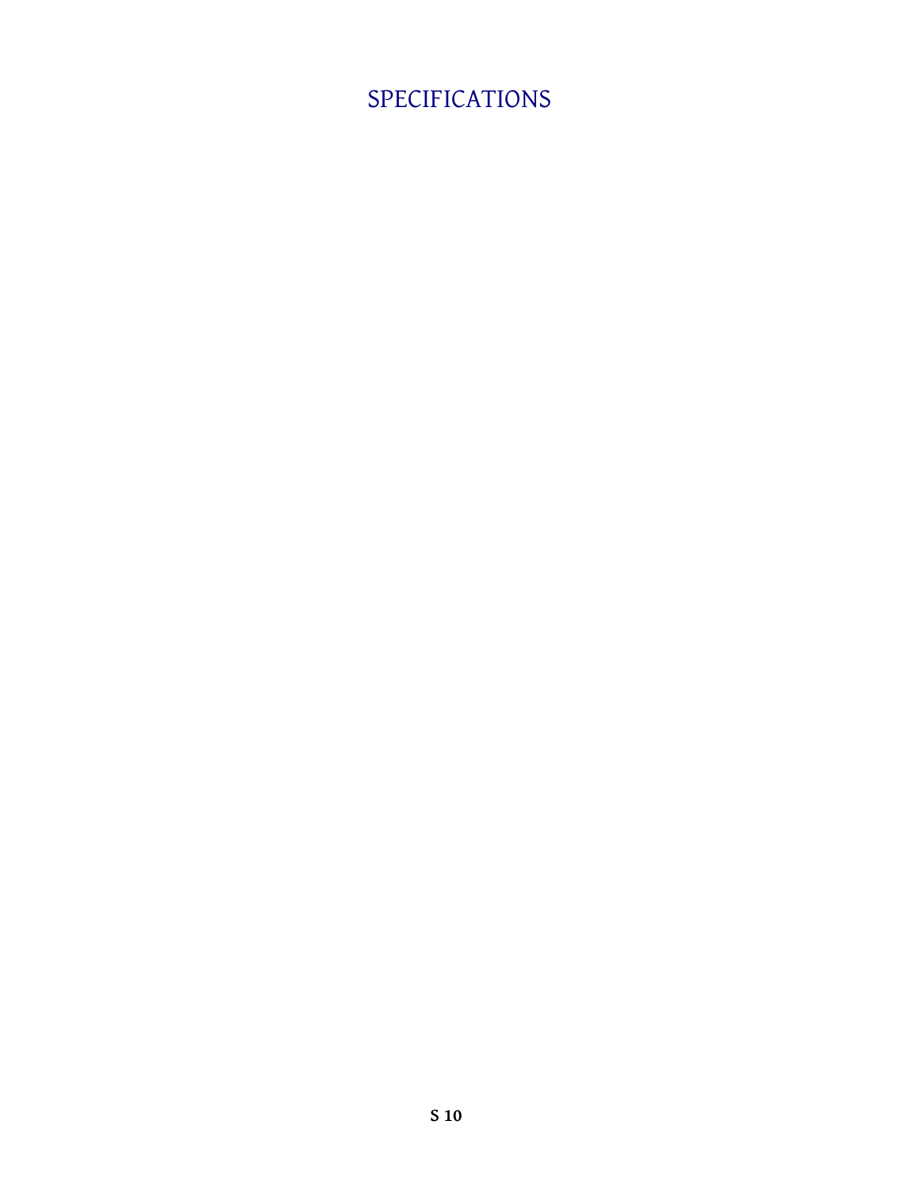# SPECIFICATIONS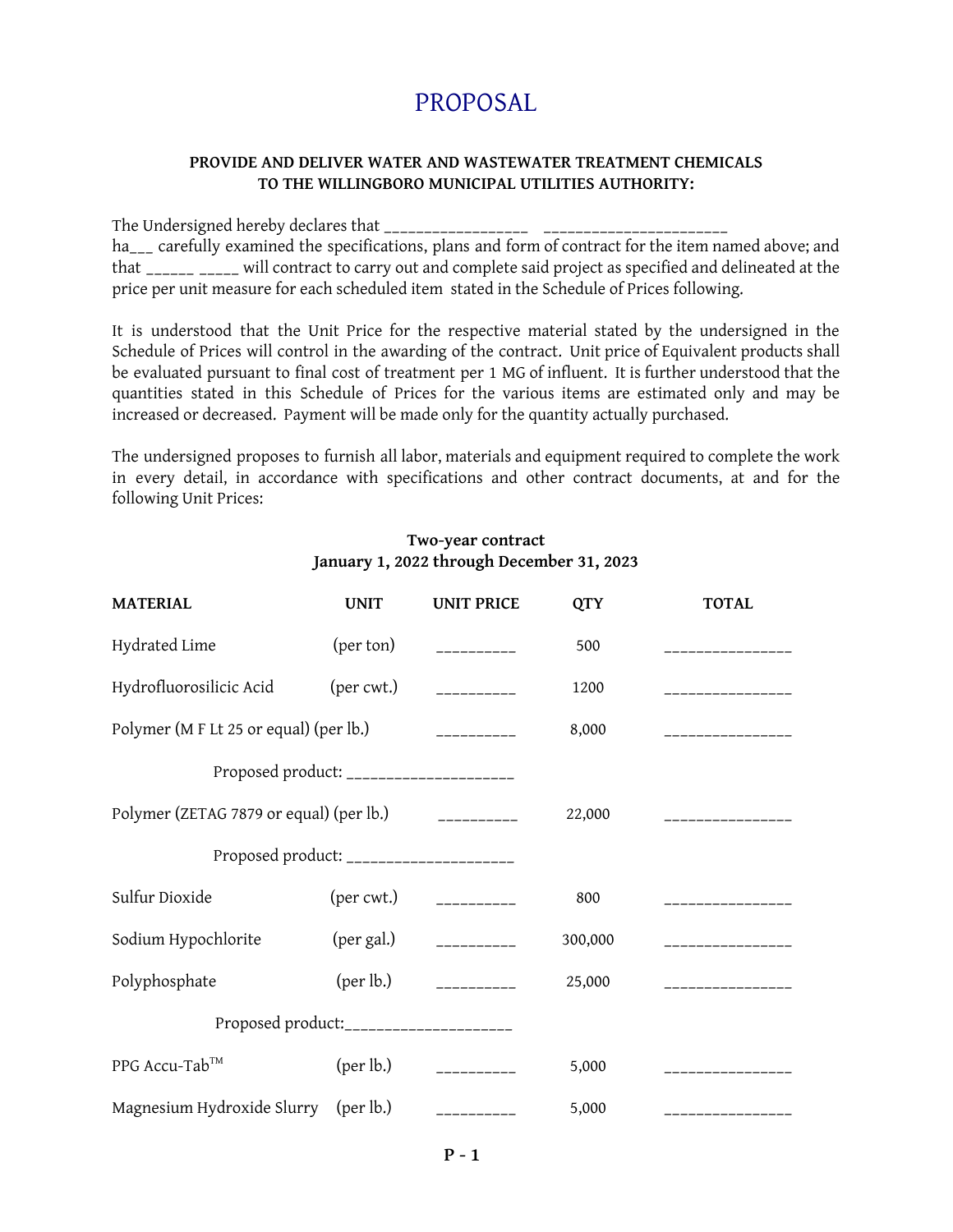# PROPOSAL

**PROVIDE AND DELIVER WATER AND WASTEWATER TREATMENT CHEMICALS TO THE WILLINGBORO MUNICIPAL UTILITIES AUTHORITY:**

The Undersigned hereby declares that _________________ ______________________ ha___ carefully examined the specifications, plans and form of contract for the item named above; and that ______ _____ will contract to carry out and complete said project as specified and delineated at the price per unit measure for each scheduled item stated in the Schedule of Prices following.

It is understood that the Unit Price for the respective material stated by the undersigned in the Schedule of Prices will control in the awarding of the contract. Unit price of Equivalent products shall be evaluated pursuant to final cost of treatment per 1 MG of influent. It is further understood that the quantities stated in this Schedule of Prices for the various items are estimated only and may be increased or decreased. Payment will be made only for the quantity actually purchased.

The undersigned proposes to furnish all labor, materials and equipment required to complete the work in every detail, in accordance with specifications and other contract documents, at and for the following Unit Prices:

**Two-year contract**
**January 1, 2022 through December 31, 2023**

| MATERIAL | UNIT | UNIT PRICE | QTY | TOTAL |
|---|---|---|---|---|
| Hydrated Lime | (per ton) | __________ | 500 | ________________ |
| Hydrofluorosilicic Acid | (per cwt.) | __________ | 1200 | ________________ |
| Polymer (M F Lt 25 or equal) | (per lb.) | __________ | 8,000 | ________________ |
| Proposed product: ____________________ | | | | |
| Polymer (ZETAG 7879 or equal) | (per lb.) | __________ | 22,000 | ________________ |
| Proposed product: ____________________ | | | | |
| Sulfur Dioxide | (per cwt.) | __________ | 800 | ________________ |
| Sodium Hypochlorite | (per gal.) | __________ | 300,000 | ________________ |
| Polyphosphate | (per lb.) | __________ | 25,000 | ________________ |
| Proposed product: ____________________ | | | | |
| PPG Accu-Tab™ | (per lb.) | __________ | 5,000 | ________________ |
| Magnesium Hydroxide Slurry | (per lb.) | __________ | 5,000 | ________________ |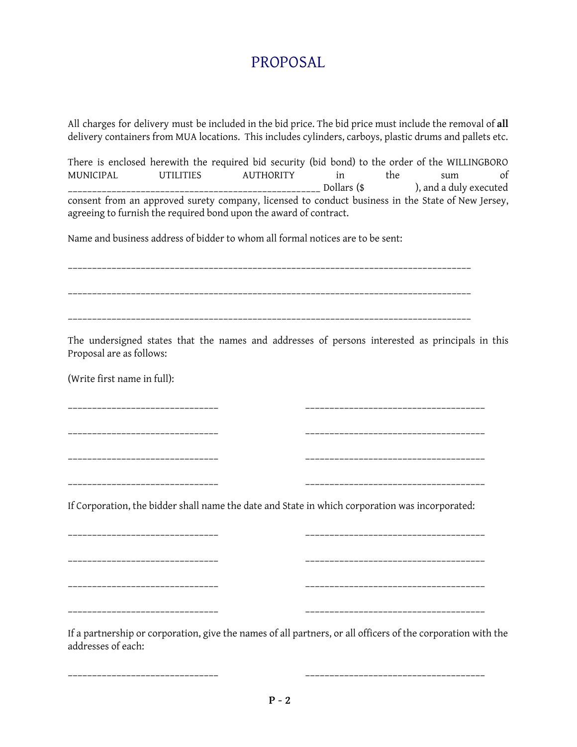# PROPOSAL

All charges for delivery must be included in the bid price. The bid price must include the removal of **all** delivery containers from MUA locations. This includes cylinders, carboys, plastic drums and pallets etc.

There is enclosed herewith the required bid security (bid bond) to the order of the WILLINGBORO MUNICIPAL UTILITIES AUTHORITY in the sum of ____________________________________________________ Dollars ($ ), and a duly executed consent from an approved surety company, licensed to conduct business in the State of New Jersey, agreeing to furnish the required bond upon the award of contract.

Name and business address of bidder to whom all formal notices are to be sent:

_____________________________________________________________________________________

_____________________________________________________________________________________

_____________________________________________________________________________________

The undersigned states that the names and addresses of persons interested as principals in this Proposal are as follows:

(Write first name in full):

_______________________________ ______________________________________

_______________________________ ______________________________________

_______________________________ ______________________________________

_______________________________ ______________________________________

If Corporation, the bidder shall name the date and State in which corporation was incorporated:

_______________________________ ______________________________________

_______________________________ ______________________________________

_______________________________ ______________________________________

_______________________________ ______________________________________

If a partnership or corporation, give the names of all partners, or all officers of the corporation with the addresses of each:

_______________________________ ______________________________________

**P - 2**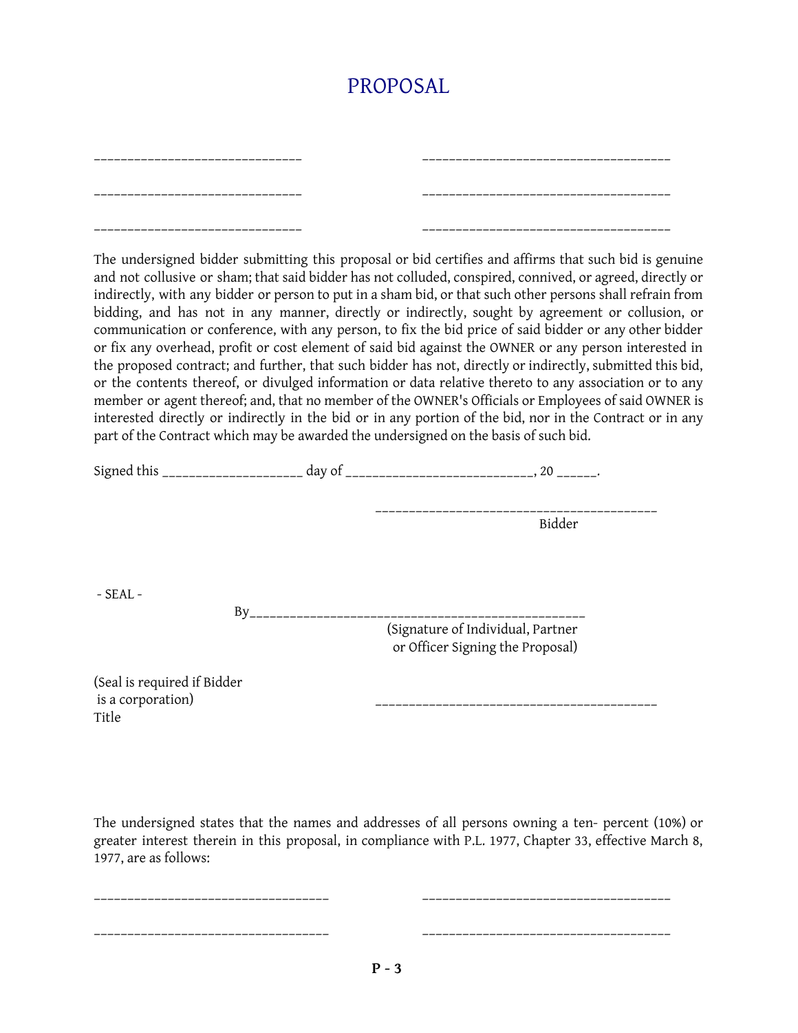# PROPOSAL

\_\_\_\_\_\_\_\_\_\_\_\_\_\_\_\_\_\_\_\_\_\_\_\_\_\_\_\_\_\_\_ \_\_\_\_\_\_\_\_\_\_\_\_\_\_\_\_\_\_\_\_\_\_\_\_\_\_\_\_\_\_\_\_\_\_\_\_\_

\_\_\_\_\_\_\_\_\_\_\_\_\_\_\_\_\_\_\_\_\_\_\_\_\_\_\_\_\_\_\_ \_\_\_\_\_\_\_\_\_\_\_\_\_\_\_\_\_\_\_\_\_\_\_\_\_\_\_\_\_\_\_\_\_\_\_\_\_

\_\_\_\_\_\_\_\_\_\_\_\_\_\_\_\_\_\_\_\_\_\_\_\_\_\_\_\_\_\_\_ \_\_\_\_\_\_\_\_\_\_\_\_\_\_\_\_\_\_\_\_\_\_\_\_\_\_\_\_\_\_\_\_\_\_\_\_\_

The undersigned bidder submitting this proposal or bid certifies and affirms that such bid is genuine and not collusive or sham; that said bidder has not colluded, conspired, connived, or agreed, directly or indirectly, with any bidder or person to put in a sham bid, or that such other persons shall refrain from bidding, and has not in any manner, directly or indirectly, sought by agreement or collusion, or communication or conference, with any person, to fix the bid price of said bidder or any other bidder or fix any overhead, profit or cost element of said bid against the OWNER or any person interested in the proposed contract; and further, that such bidder has not, directly or indirectly, submitted this bid, or the contents thereof, or divulged information or data relative thereto to any association or to any member or agent thereof; and, that no member of the OWNER's Officials or Employees of said OWNER is interested directly or indirectly in the bid or in any portion of the bid, nor in the Contract or in any part of the Contract which may be awarded the undersigned on the basis of such bid.

Signed this \_\_\_\_\_\_\_\_\_\_\_\_\_\_\_\_\_\_\_\_ day of \_\_\_\_\_\_\_\_\_\_\_\_\_\_\_\_\_\_\_\_\_\_\_\_\_\_\_, 20 \_\_\_\_\_\_.

\_\_\_\_\_\_\_\_\_\_\_\_\_\_\_\_\_\_\_\_\_\_\_\_\_\_\_\_\_\_\_\_\_\_\_\_\_\_\_\_\_
Bidder

\- SEAL -

By\_\_\_\_\_\_\_\_\_\_\_\_\_\_\_\_\_\_\_\_\_\_\_\_\_\_\_\_\_\_\_\_\_\_\_\_\_\_\_\_\_\_\_\_\_\_\_\_\_
(Signature of Individual, Partner or Officer Signing the Proposal)

(Seal is required if Bidder is a corporation)

\_\_\_\_\_\_\_\_\_\_\_\_\_\_\_\_\_\_\_\_\_\_\_\_\_\_\_\_\_\_\_\_\_\_\_\_\_\_\_\_\_
Title

The undersigned states that the names and addresses of all persons owning a ten- percent (10%) or greater interest therein in this proposal, in compliance with P.L. 1977, Chapter 33, effective March 8, 1977, are as follows:

\_\_\_\_\_\_\_\_\_\_\_\_\_\_\_\_\_\_\_\_\_\_\_\_\_\_\_\_\_\_\_\_\_\_ \_\_\_\_\_\_\_\_\_\_\_\_\_\_\_\_\_\_\_\_\_\_\_\_\_\_\_\_\_\_\_\_\_\_\_\_\_

\_\_\_\_\_\_\_\_\_\_\_\_\_\_\_\_\_\_\_\_\_\_\_\_\_\_\_\_\_\_\_\_\_\_ \_\_\_\_\_\_\_\_\_\_\_\_\_\_\_\_\_\_\_\_\_\_\_\_\_\_\_\_\_\_\_\_\_\_\_\_\_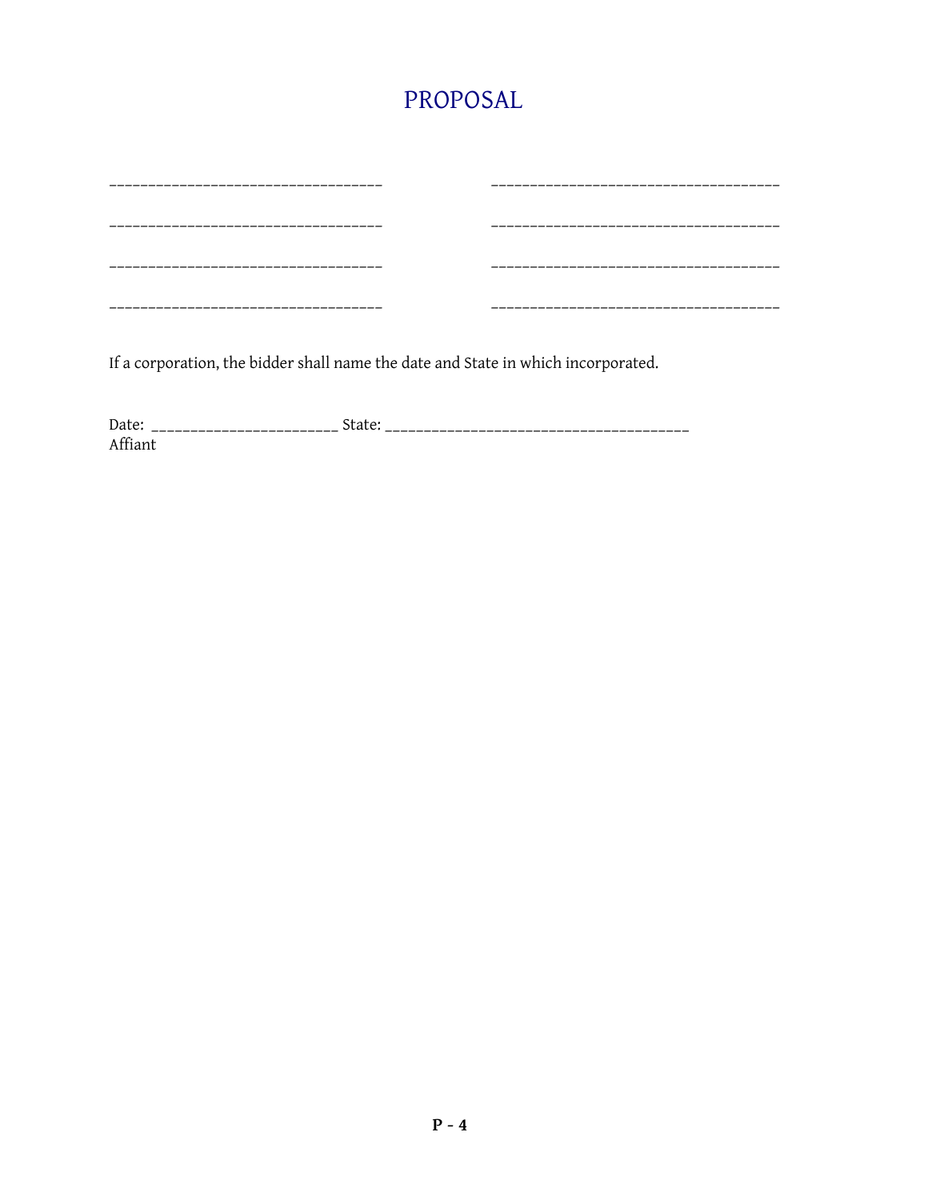# PROPOSAL

___________________________________ ___________________________________

___________________________________ ___________________________________

___________________________________ ___________________________________

___________________________________ ___________________________________

If a corporation, the bidder shall name the date and State in which incorporated.

Date: ________________________ State: _______________________________________
Affiant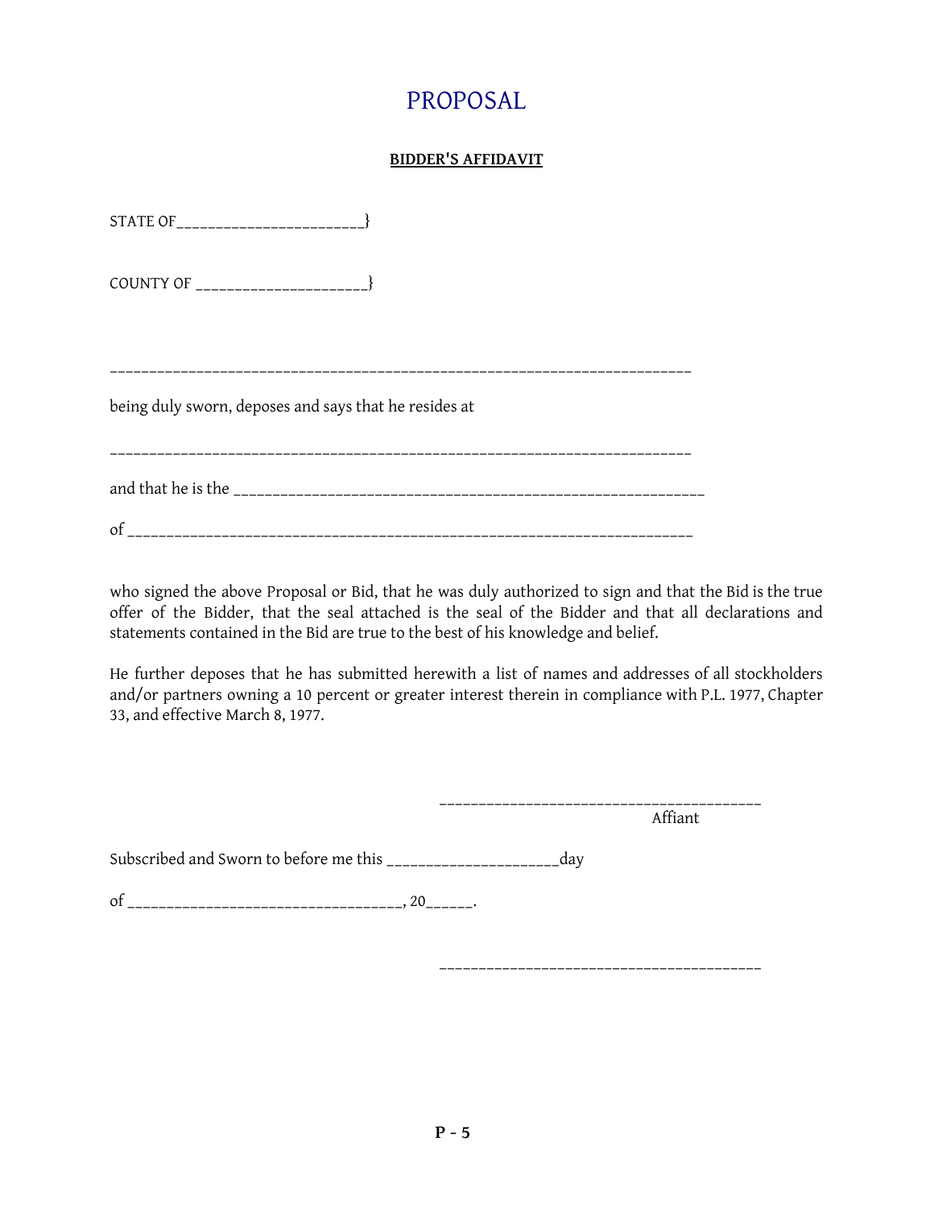# PROPOSAL

**BIDDER'S AFFIDAVIT**

STATE OF_______________________}

COUNTY OF ____________________}

________________________________________________________________________

being duly sworn, deposes and says that he resides at

________________________________________________________________________

and that he is the __________________________________________________________

of _______________________________________________________________________

who signed the above Proposal or Bid, that he was duly authorized to sign and that the Bid is the true offer of the Bidder, that the seal attached is the seal of the Bidder and that all declarations and statements contained in the Bid are true to the best of his knowledge and belief.

He further deposes that he has submitted herewith a list of names and addresses of all stockholders and/or partners owning a 10 percent or greater interest therein in compliance with P.L. 1977, Chapter 33, and effective March 8, 1977.

________________________________________
Affiant

Subscribed and Sworn to before me this ____________________day

of _________________________________, 20______.

________________________________________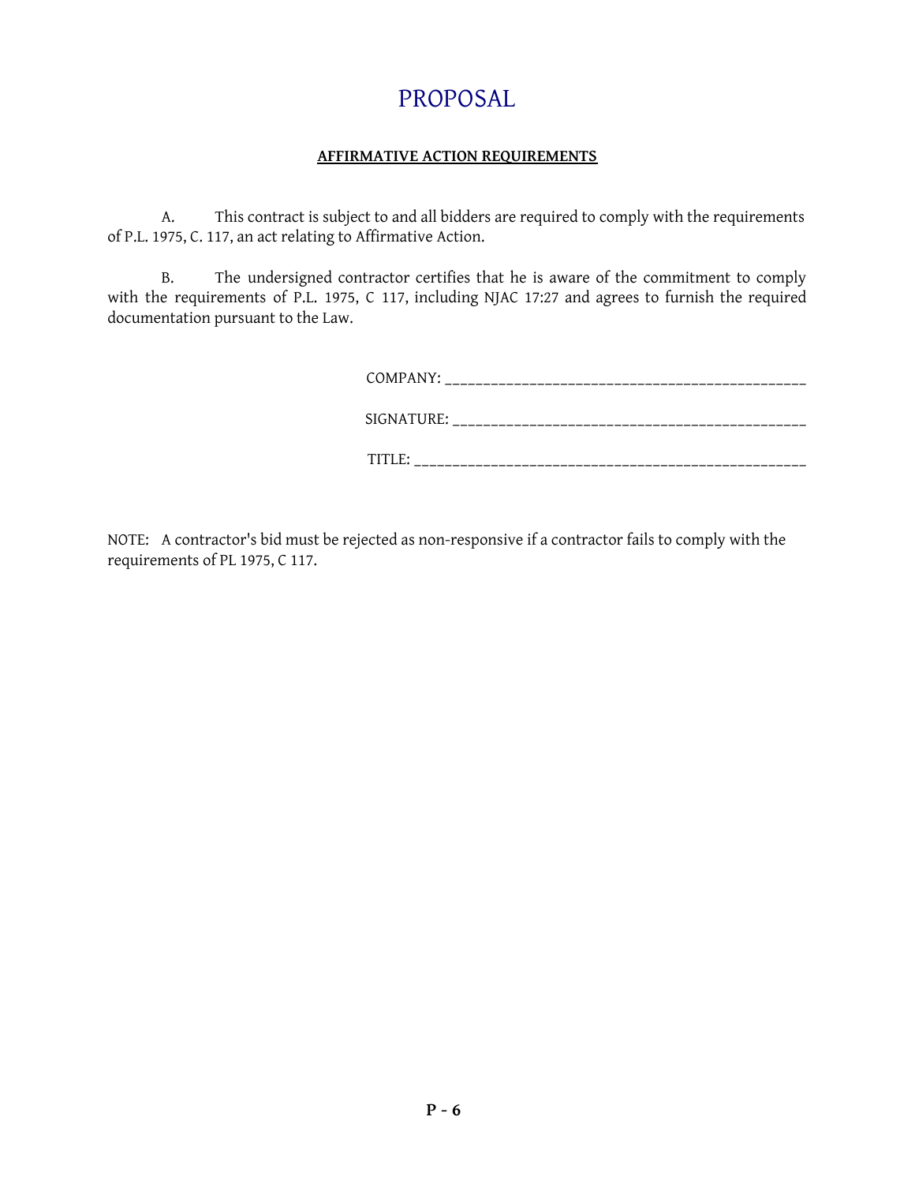# PROPOSAL

**AFFIRMATIVE ACTION REQUIREMENTS**

A. This contract is subject to and all bidders are required to comply with the requirements of P.L. 1975, C. 117, an act relating to Affirmative Action.

B. The undersigned contractor certifies that he is aware of the commitment to comply with the requirements of P.L. 1975, C 117, including NJAC 17:27 and agrees to furnish the required documentation pursuant to the Law.

COMPANY: _______________________________________________

SIGNATURE: ______________________________________________

TITLE: __________________________________________________

NOTE: A contractor's bid must be rejected as non-responsive if a contractor fails to comply with the requirements of PL 1975, C 117.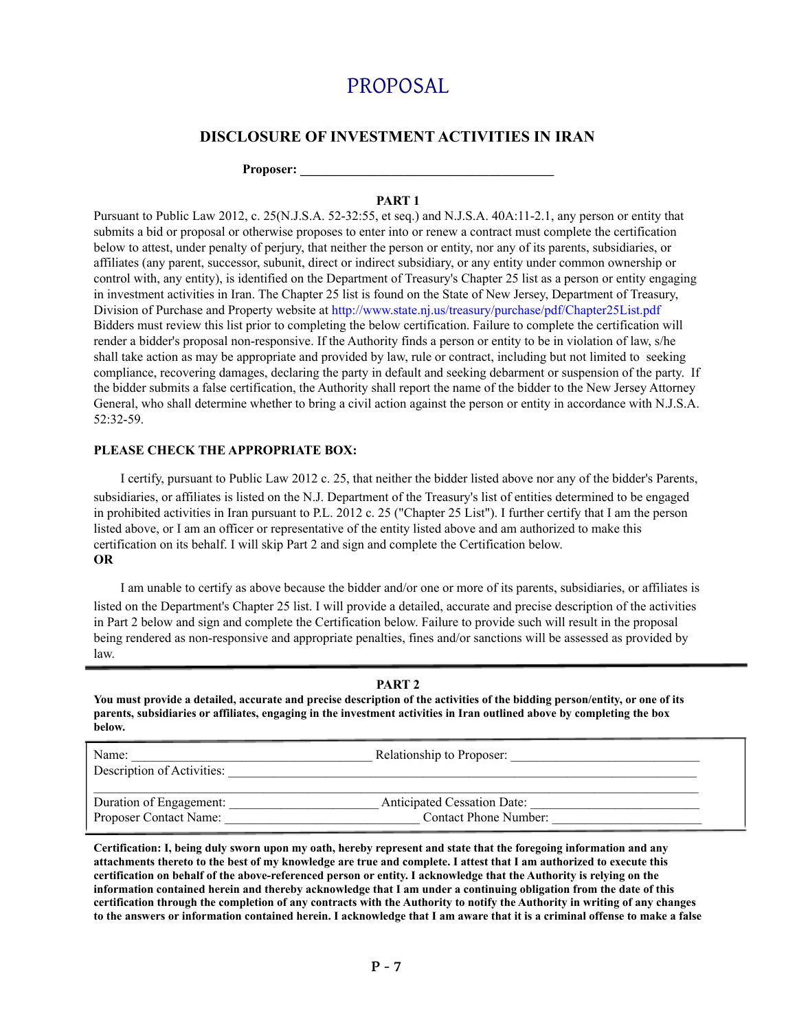# PROPOSAL

## DISCLOSURE OF INVESTMENT ACTIVITIES IN IRAN

**Proposer: \_\_\_\_\_\_\_\_\_\_\_\_\_\_\_\_\_\_\_\_\_\_\_\_\_\_\_\_\_\_\_\_\_\_\_\_\_\_\_\_**

### PART 1

Pursuant to Public Law 2012, c. 25(N.J.S.A. 52-32:55, et seq.) and N.J.S.A. 40A:11-2.1, any person or entity that submits a bid or proposal or otherwise proposes to enter into or renew a contract must complete the certification below to attest, under penalty of perjury, that neither the person or entity, nor any of its parents, subsidiaries, or affiliates (any parent, successor, subunit, direct or indirect subsidiary, or any entity under common ownership or control with, any entity), is identified on the Department of Treasury's Chapter 25 list as a person or entity engaging in investment activities in Iran. The Chapter 25 list is found on the State of New Jersey, Department of Treasury, Division of Purchase and Property website at http://www.state.nj.us/treasury/purchase/pdf/Chapter25List.pdf Bidders must review this list prior to completing the below certification. Failure to complete the certification will render a bidder's proposal non-responsive. If the Authority finds a person or entity to be in violation of law, s/he shall take action as may be appropriate and provided by law, rule or contract, including but not limited to seeking compliance, recovering damages, declaring the party in default and seeking debarment or suspension of the party. If the bidder submits a false certification, the Authority shall report the name of the bidder to the New Jersey Attorney General, who shall determine whether to bring a civil action against the person or entity in accordance with N.J.S.A. 52:32-59.

**PLEASE CHECK THE APPROPRIATE BOX:**

I certify, pursuant to Public Law 2012 c. 25, that neither the bidder listed above nor any of the bidder's Parents, subsidiaries, or affiliates is listed on the N.J. Department of the Treasury's list of entities determined to be engaged in prohibited activities in Iran pursuant to P.L. 2012 c. 25 ("Chapter 25 List"). I further certify that I am the person listed above, or I am an officer or representative of the entity listed above and am authorized to make this certification on its behalf. I will skip Part 2 and sign and complete the Certification below.

**OR**

I am unable to certify as above because the bidder and/or one or more of its parents, subsidiaries, or affiliates is listed on the Department's Chapter 25 list. I will provide a detailed, accurate and precise description of the activities in Part 2 below and sign and complete the Certification below. Failure to provide such will result in the proposal being rendered as non-responsive and appropriate penalties, fines and/or sanctions will be assessed as provided by law.

### PART 2

**You must provide a detailed, accurate and precise description of the activities of the bidding person/entity, or one of its parents, subsidiaries or affiliates, engaging in the investment activities in Iran outlined above by completing the box below.**

Name: \_\_\_\_\_\_\_\_\_\_\_\_\_\_\_\_\_\_\_\_\_\_\_\_\_\_\_\_\_\_\_\_\_\_\_\_ Relationship to Proposer: \_\_\_\_\_\_\_\_\_\_\_\_\_\_\_\_\_\_\_\_\_\_\_\_\_\_\_\_\_\_

Description of Activities: \_\_\_\_\_\_\_\_\_\_\_\_\_\_\_\_\_\_\_\_\_\_\_\_\_\_\_\_\_\_\_\_\_\_\_\_\_\_\_\_\_\_\_\_\_\_\_\_\_\_\_\_\_\_\_\_\_\_\_\_\_\_\_\_\_\_\_\_\_\_

\_\_\_\_\_\_\_\_\_\_\_\_\_\_\_\_\_\_\_\_\_\_\_\_\_\_\_\_\_\_\_\_\_\_\_\_\_\_\_\_\_\_\_\_\_\_\_\_\_\_\_\_\_\_\_\_\_\_\_\_\_\_\_\_\_\_\_\_\_\_\_\_\_\_\_\_\_\_\_\_\_\_\_\_\_\_\_\_\_\_

Duration of Engagement: \_\_\_\_\_\_\_\_\_\_\_\_\_\_\_\_\_\_\_\_\_\_ Anticipated Cessation Date: \_\_\_\_\_\_\_\_\_\_\_\_\_\_\_\_\_\_\_\_\_\_\_\_\_\_

Proposer Contact Name: \_\_\_\_\_\_\_\_\_\_\_\_\_\_\_\_\_\_\_\_\_\_\_\_\_\_\_\_\_\_ Contact Phone Number: \_\_\_\_\_\_\_\_\_\_\_\_\_\_\_\_\_\_\_\_\_\_\_

**Certification: I, being duly sworn upon my oath, hereby represent and state that the foregoing information and any attachments thereto to the best of my knowledge are true and complete. I attest that I am authorized to execute this certification on behalf of the above-referenced person or entity. I acknowledge that the Authority is relying on the information contained herein and thereby acknowledge that I am under a continuing obligation from the date of this certification through the completion of any contracts with the Authority to notify the Authority in writing of any changes to the answers or information contained herein. I acknowledge that I am aware that it is a criminal offense to make a false**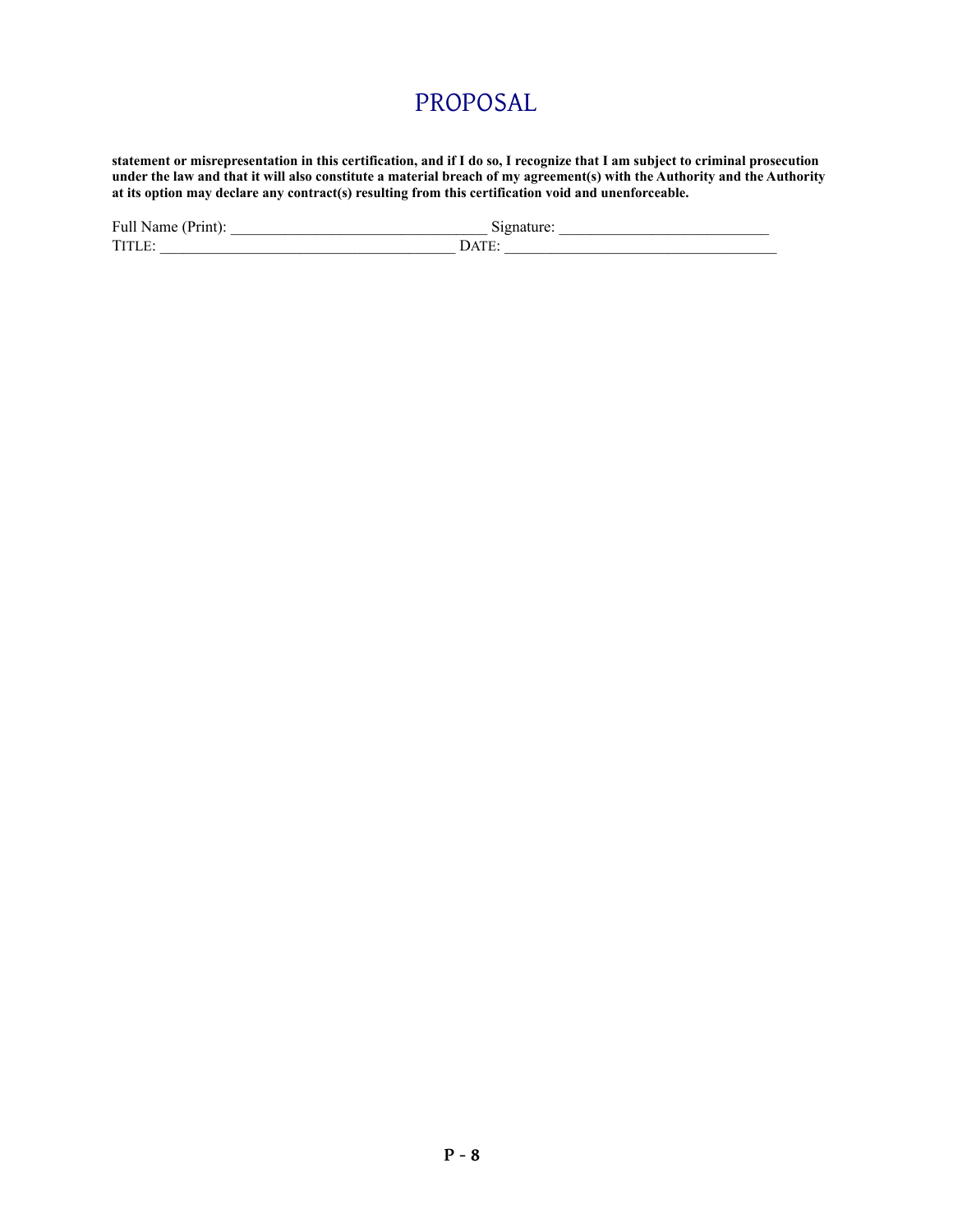# PROPOSAL

**statement or misrepresentation in this certification, and if I do so, I recognize that I am subject to criminal prosecution under the law and that it will also constitute a material breach of my agreement(s) with the Authority and the Authority at its option may declare any contract(s) resulting from this certification void and unenforceable.**

Full Name (Print): ________________________________ Signature: ___________________________

TITLE: _____________________________________ DATE: ___________________________________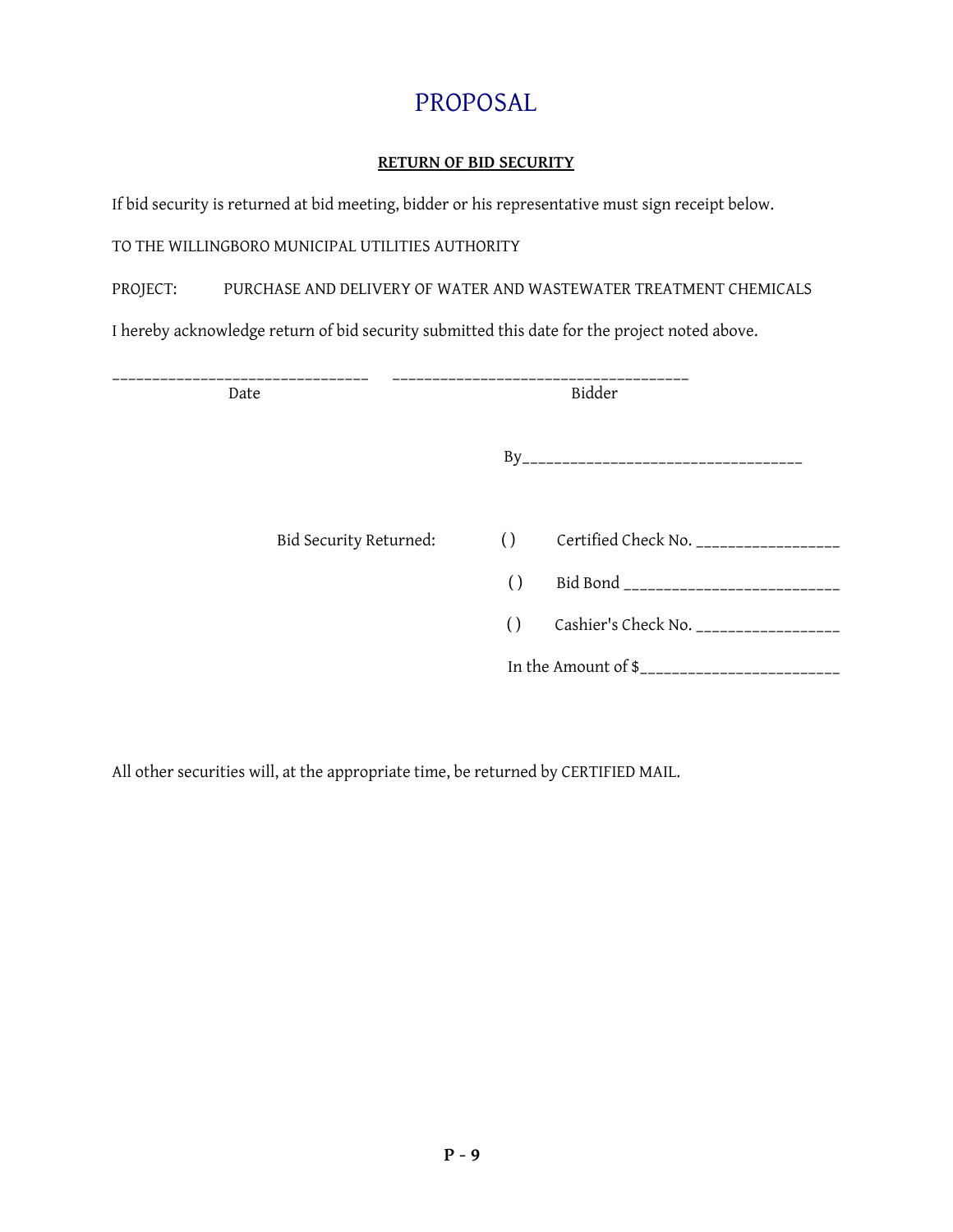# PROPOSAL

**RETURN OF BID SECURITY**

If bid security is returned at bid meeting, bidder or his representative must sign receipt below.

TO THE WILLINGBORO MUNICIPAL UTILITIES AUTHORITY

PROJECT: PURCHASE AND DELIVERY OF WATER AND WASTEWATER TREATMENT CHEMICALS

I hereby acknowledge return of bid security submitted this date for the project noted above.

______________________________ ___________________________________

Date Bidder

By__________________________________

Bid Security Returned:

( ) Certified Check No. _________________

( ) Bid Bond __________________________

( ) Cashier's Check No. _________________

In the Amount of $________________________

All other securities will, at the appropriate time, be returned by CERTIFIED MAIL.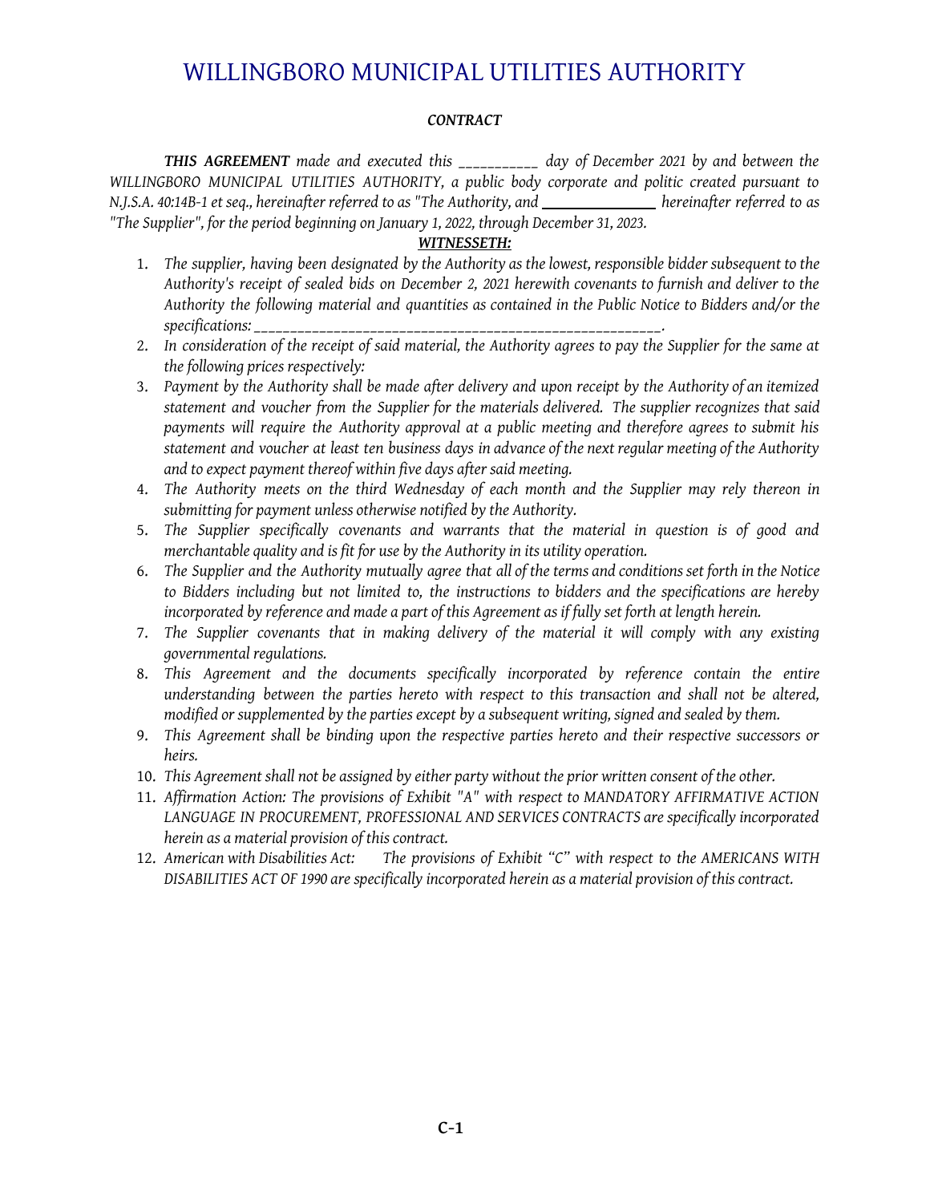# WILLINGBORO MUNICIPAL UTILITIES AUTHORITY

***CONTRACT***

***THIS AGREEMENT*** *made and executed this ___________ day of December 2021 by and between the WILLINGBORO MUNICIPAL UTILITIES AUTHORITY, a public body corporate and politic created pursuant to N.J.S.A. 40:14B-1 et seq., hereinafter referred to as "The Authority, and ________________ hereinafter referred to as "The Supplier", for the period beginning on January 1, 2022, through December 31, 2023.*

***WITNESSETH:***

1. *The supplier, having been designated by the Authority as the lowest, responsible bidder subsequent to the Authority's receipt of sealed bids on December 2, 2021 herewith covenants to furnish and deliver to the Authority the following material and quantities as contained in the Public Notice to Bidders and/or the specifications: ________________________________________________________.*
2. *In consideration of the receipt of said material, the Authority agrees to pay the Supplier for the same at the following prices respectively:*
3. *Payment by the Authority shall be made after delivery and upon receipt by the Authority of an itemized statement and voucher from the Supplier for the materials delivered. The supplier recognizes that said payments will require the Authority approval at a public meeting and therefore agrees to submit his statement and voucher at least ten business days in advance of the next regular meeting of the Authority and to expect payment thereof within five days after said meeting.*
4. *The Authority meets on the third Wednesday of each month and the Supplier may rely thereon in submitting for payment unless otherwise notified by the Authority.*
5. *The Supplier specifically covenants and warrants that the material in question is of good and merchantable quality and is fit for use by the Authority in its utility operation.*
6. *The Supplier and the Authority mutually agree that all of the terms and conditions set forth in the Notice to Bidders including but not limited to, the instructions to bidders and the specifications are hereby incorporated by reference and made a part of this Agreement as if fully set forth at length herein.*
7. *The Supplier covenants that in making delivery of the material it will comply with any existing governmental regulations.*
8. *This Agreement and the documents specifically incorporated by reference contain the entire understanding between the parties hereto with respect to this transaction and shall not be altered, modified or supplemented by the parties except by a subsequent writing, signed and sealed by them.*
9. *This Agreement shall be binding upon the respective parties hereto and their respective successors or heirs.*
10. *This Agreement shall not be assigned by either party without the prior written consent of the other.*
11. *Affirmation Action: The provisions of Exhibit "A" with respect to MANDATORY AFFIRMATIVE ACTION LANGUAGE IN PROCUREMENT, PROFESSIONAL AND SERVICES CONTRACTS are specifically incorporated herein as a material provision of this contract.*
12. *American with Disabilities Act: The provisions of Exhibit "C" with respect to the AMERICANS WITH DISABILITIES ACT OF 1990 are specifically incorporated herein as a material provision of this contract.*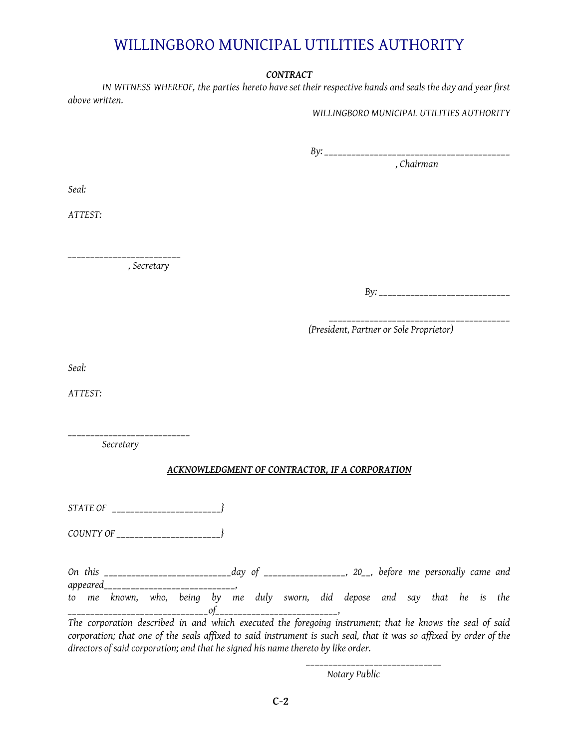# WILLINGBORO MUNICIPAL UTILITIES AUTHORITY

***CONTRACT***

*IN WITNESS WHEREOF, the parties hereto have set their respective hands and seals the day and year first above written.*

*WILLINGBORO MUNICIPAL UTILITIES AUTHORITY*

*By: _______________________________________*

*, Chairman*

*Seal:*

*ATTEST:*

*________________________*

*, Secretary*

*By: ___________________________*

*_______________________________________*

*(President, Partner or Sole Proprietor)*

*Seal:*

*ATTEST:*

*__________________________*

*Secretary*

***ACKNOWLEDGMENT OF CONTRACTOR, IF A CORPORATION***

*STATE OF ______________________}*

*COUNTY OF ______________________}*

*On this __________________________day of ________________, 20__, before me personally came and appeared__________________________,*

*to me known, who, being by me duly sworn, did depose and say that he is the ____________________________of________________________,*

*The corporation described in and which executed the foregoing instrument; that he knows the seal of said corporation; that one of the seals affixed to said instrument is such seal, that it was so affixed by order of the directors of said corporation; and that he signed his name thereto by like order.*

*_____________________________*

*Notary Public*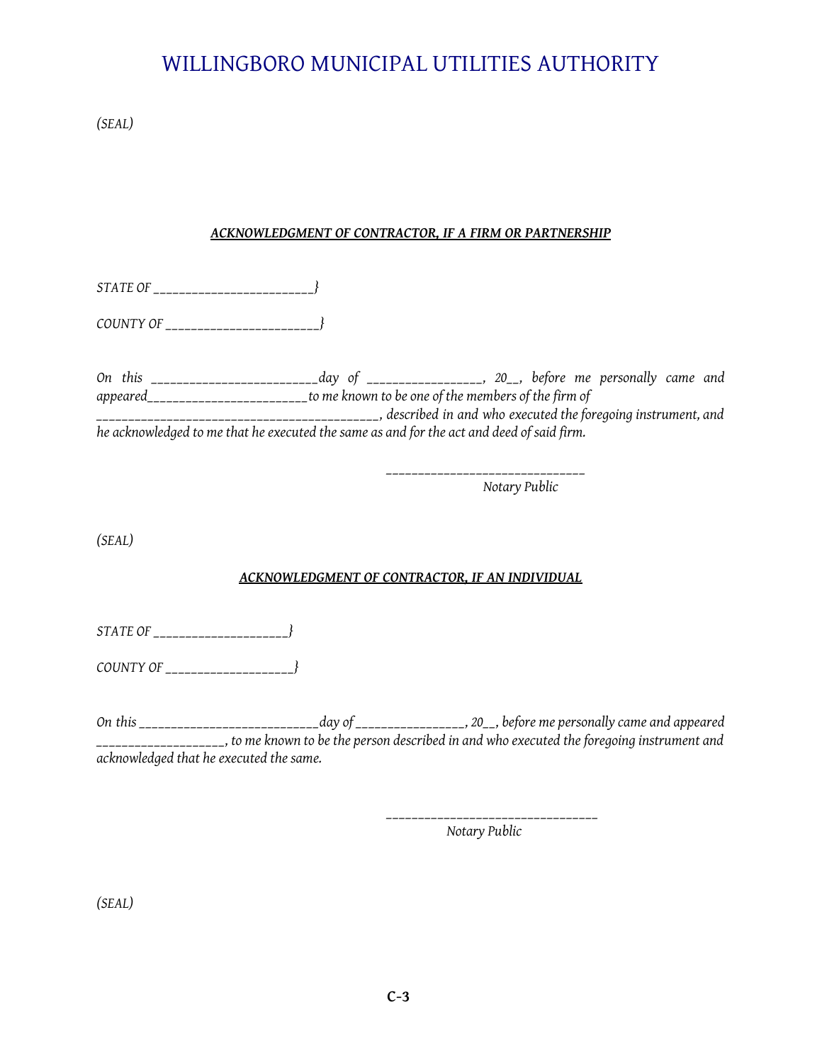# WILLINGBORO MUNICIPAL UTILITIES AUTHORITY

*(SEAL)*

***ACKNOWLEDGMENT OF CONTRACTOR, IF A FIRM OR PARTNERSHIP***

*STATE OF ________________________}*

*COUNTY OF _______________________}*

*On this _________________________day of _________________, 20__, before me personally came and appeared________________________to me known to be one of the members of the firm of ___________________________________________, described in and who executed the foregoing instrument, and he acknowledged to me that he executed the same as and for the act and deed of said firm.*

______________________________
*Notary Public*

*(SEAL)*

***ACKNOWLEDGMENT OF CONTRACTOR, IF AN INDIVIDUAL***

*STATE OF _____________________}*

*COUNTY OF ____________________}*

*On this ___________________________day of ________________, 20__, before me personally came and appeared ___________________, to me known to be the person described in and who executed the foregoing instrument and acknowledged that he executed the same.*

________________________________
*Notary Public*

*(SEAL)*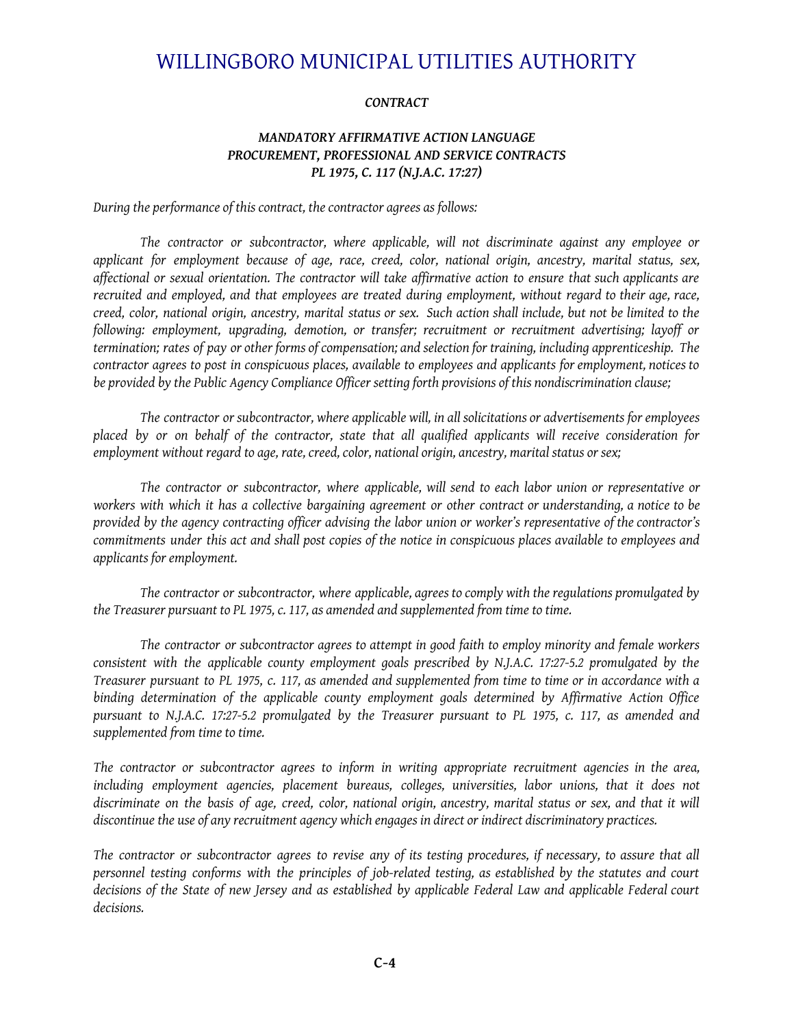# WILLINGBORO MUNICIPAL UTILITIES AUTHORITY

***CONTRACT***

***MANDATORY AFFIRMATIVE ACTION LANGUAGE***
***PROCUREMENT, PROFESSIONAL AND SERVICE CONTRACTS***
***PL 1975, C. 117 (N.J.A.C. 17:27)***

*During the performance of this contract, the contractor agrees as follows:*

*The contractor or subcontractor, where applicable, will not discriminate against any employee or applicant for employment because of age, race, creed, color, national origin, ancestry, marital status, sex, affectional or sexual orientation. The contractor will take affirmative action to ensure that such applicants are recruited and employed, and that employees are treated during employment, without regard to their age, race, creed, color, national origin, ancestry, marital status or sex. Such action shall include, but not be limited to the following: employment, upgrading, demotion, or transfer; recruitment or recruitment advertising; layoff or termination; rates of pay or other forms of compensation; and selection for training, including apprenticeship. The contractor agrees to post in conspicuous places, available to employees and applicants for employment, notices to be provided by the Public Agency Compliance Officer setting forth provisions of this nondiscrimination clause;*

*The contractor or subcontractor, where applicable will, in all solicitations or advertisements for employees placed by or on behalf of the contractor, state that all qualified applicants will receive consideration for employment without regard to age, rate, creed, color, national origin, ancestry, marital status or sex;*

*The contractor or subcontractor, where applicable, will send to each labor union or representative or workers with which it has a collective bargaining agreement or other contract or understanding, a notice to be provided by the agency contracting officer advising the labor union or worker's representative of the contractor's commitments under this act and shall post copies of the notice in conspicuous places available to employees and applicants for employment.*

*The contractor or subcontractor, where applicable, agrees to comply with the regulations promulgated by the Treasurer pursuant to PL 1975, c. 117, as amended and supplemented from time to time.*

*The contractor or subcontractor agrees to attempt in good faith to employ minority and female workers consistent with the applicable county employment goals prescribed by N.J.A.C. 17:27-5.2 promulgated by the Treasurer pursuant to PL 1975, c. 117, as amended and supplemented from time to time or in accordance with a binding determination of the applicable county employment goals determined by Affirmative Action Office pursuant to N.J.A.C. 17:27-5.2 promulgated by the Treasurer pursuant to PL 1975, c. 117, as amended and supplemented from time to time.*

*The contractor or subcontractor agrees to inform in writing appropriate recruitment agencies in the area, including employment agencies, placement bureaus, colleges, universities, labor unions, that it does not discriminate on the basis of age, creed, color, national origin, ancestry, marital status or sex, and that it will discontinue the use of any recruitment agency which engages in direct or indirect discriminatory practices.*

*The contractor or subcontractor agrees to revise any of its testing procedures, if necessary, to assure that all personnel testing conforms with the principles of job-related testing, as established by the statutes and court decisions of the State of new Jersey and as established by applicable Federal Law and applicable Federal court decisions.*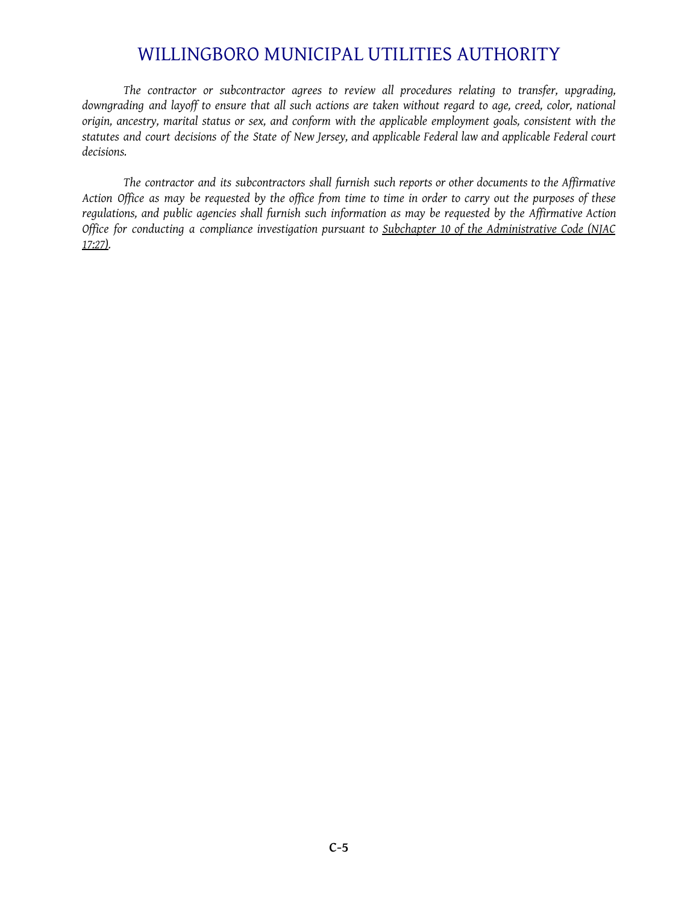*The contractor or subcontractor agrees to review all procedures relating to transfer, upgrading, downgrading and layoff to ensure that all such actions are taken without regard to age, creed, color, national origin, ancestry, marital status or sex, and conform with the applicable employment goals, consistent with the statutes and court decisions of the State of New Jersey, and applicable Federal law and applicable Federal court decisions.*

*The contractor and its subcontractors shall furnish such reports or other documents to the Affirmative Action Office as may be requested by the office from time to time in order to carry out the purposes of these regulations, and public agencies shall furnish such information as may be requested by the Affirmative Action Office for conducting a compliance investigation pursuant to <u>Subchapter 10 of the Administrative Code (NJAC 17:27)</u>.*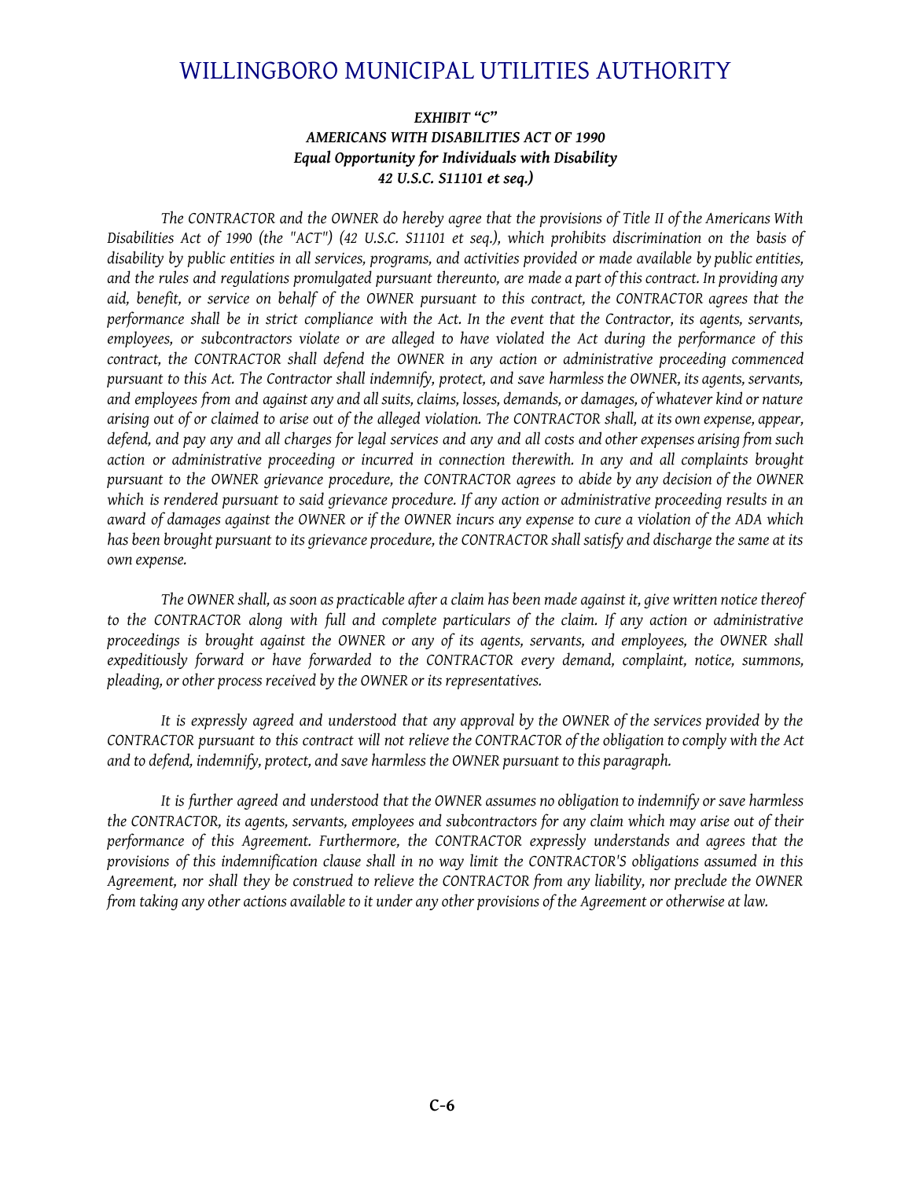# WILLINGBORO MUNICIPAL UTILITIES AUTHORITY

***EXHIBIT "C"***
***AMERICANS WITH DISABILITIES ACT OF 1990***
***Equal Opportunity for Individuals with Disability***
***42 U.S.C. S11101 et seq.)***

*The CONTRACTOR and the OWNER do hereby agree that the provisions of Title II of the Americans With Disabilities Act of 1990 (the "ACT") (42 U.S.C. S11101 et seq.), which prohibits discrimination on the basis of disability by public entities in all services, programs, and activities provided or made available by public entities, and the rules and regulations promulgated pursuant thereunto, are made a part of this contract. In providing any aid, benefit, or service on behalf of the OWNER pursuant to this contract, the CONTRACTOR agrees that the performance shall be in strict compliance with the Act. In the event that the Contractor, its agents, servants, employees, or subcontractors violate or are alleged to have violated the Act during the performance of this contract, the CONTRACTOR shall defend the OWNER in any action or administrative proceeding commenced pursuant to this Act. The Contractor shall indemnify, protect, and save harmless the OWNER, its agents, servants, and employees from and against any and all suits, claims, losses, demands, or damages, of whatever kind or nature arising out of or claimed to arise out of the alleged violation. The CONTRACTOR shall, at its own expense, appear, defend, and pay any and all charges for legal services and any and all costs and other expenses arising from such action or administrative proceeding or incurred in connection therewith. In any and all complaints brought pursuant to the OWNER grievance procedure, the CONTRACTOR agrees to abide by any decision of the OWNER which is rendered pursuant to said grievance procedure. If any action or administrative proceeding results in an award of damages against the OWNER or if the OWNER incurs any expense to cure a violation of the ADA which has been brought pursuant to its grievance procedure, the CONTRACTOR shall satisfy and discharge the same at its own expense.*

*The OWNER shall, as soon as practicable after a claim has been made against it, give written notice thereof to the CONTRACTOR along with full and complete particulars of the claim. If any action or administrative proceedings is brought against the OWNER or any of its agents, servants, and employees, the OWNER shall expeditiously forward or have forwarded to the CONTRACTOR every demand, complaint, notice, summons, pleading, or other process received by the OWNER or its representatives.*

*It is expressly agreed and understood that any approval by the OWNER of the services provided by the CONTRACTOR pursuant to this contract will not relieve the CONTRACTOR of the obligation to comply with the Act and to defend, indemnify, protect, and save harmless the OWNER pursuant to this paragraph.*

*It is further agreed and understood that the OWNER assumes no obligation to indemnify or save harmless the CONTRACTOR, its agents, servants, employees and subcontractors for any claim which may arise out of their performance of this Agreement. Furthermore, the CONTRACTOR expressly understands and agrees that the provisions of this indemnification clause shall in no way limit the CONTRACTOR'S obligations assumed in this Agreement, nor shall they be construed to relieve the CONTRACTOR from any liability, nor preclude the OWNER from taking any other actions available to it under any other provisions of the Agreement or otherwise at law.*